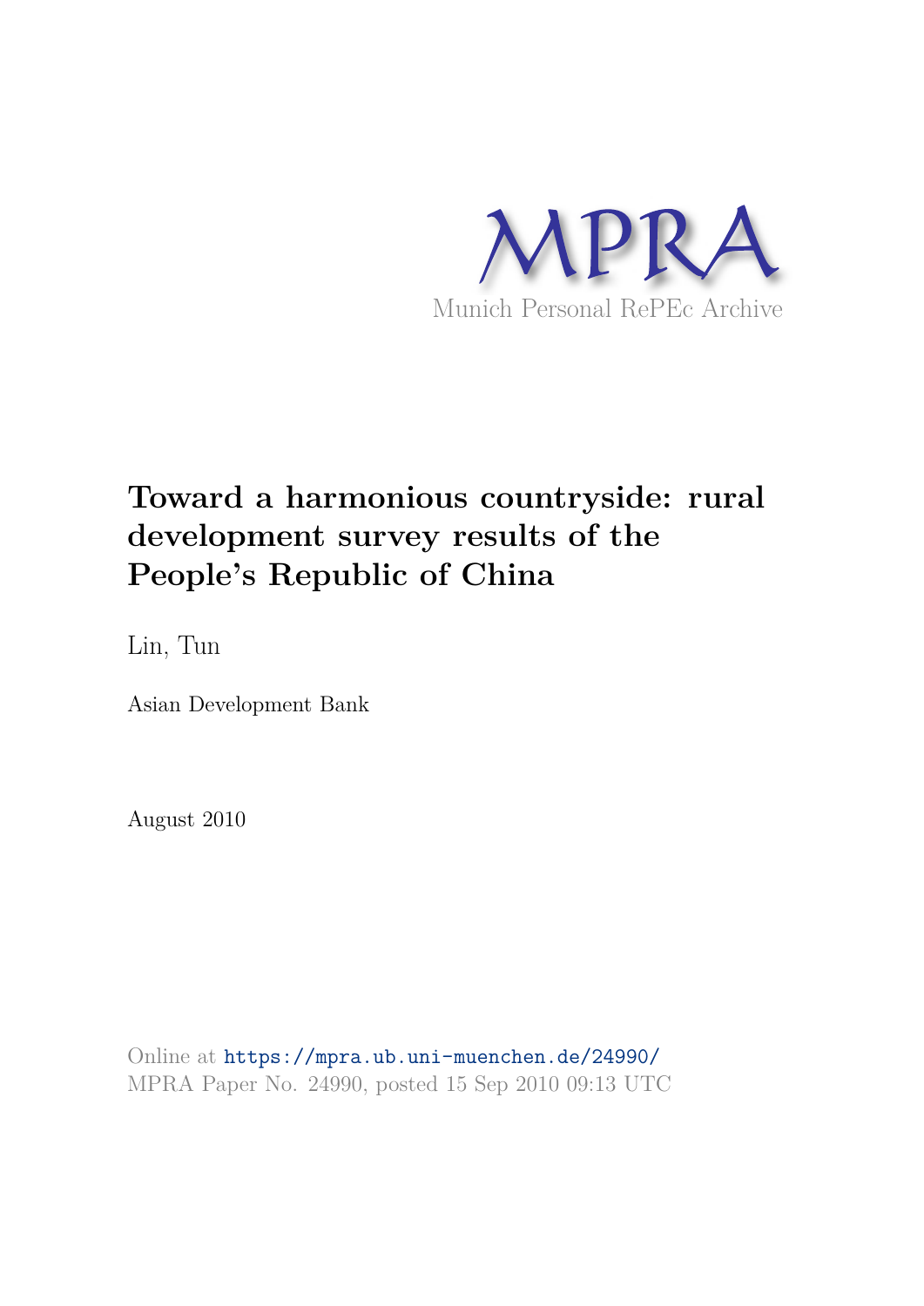MPRA

Munich Personal RePEc Archive

# Toward a harmonious countryside: rural development survey results of the People's Republic of China

Lin, Tun

Asian Development Bank

August 2010

Online at https://mpra.ub.uni-muenchen.de/24990/
MPRA Paper No. 24990, posted 15 Sep 2010 09:13 UTC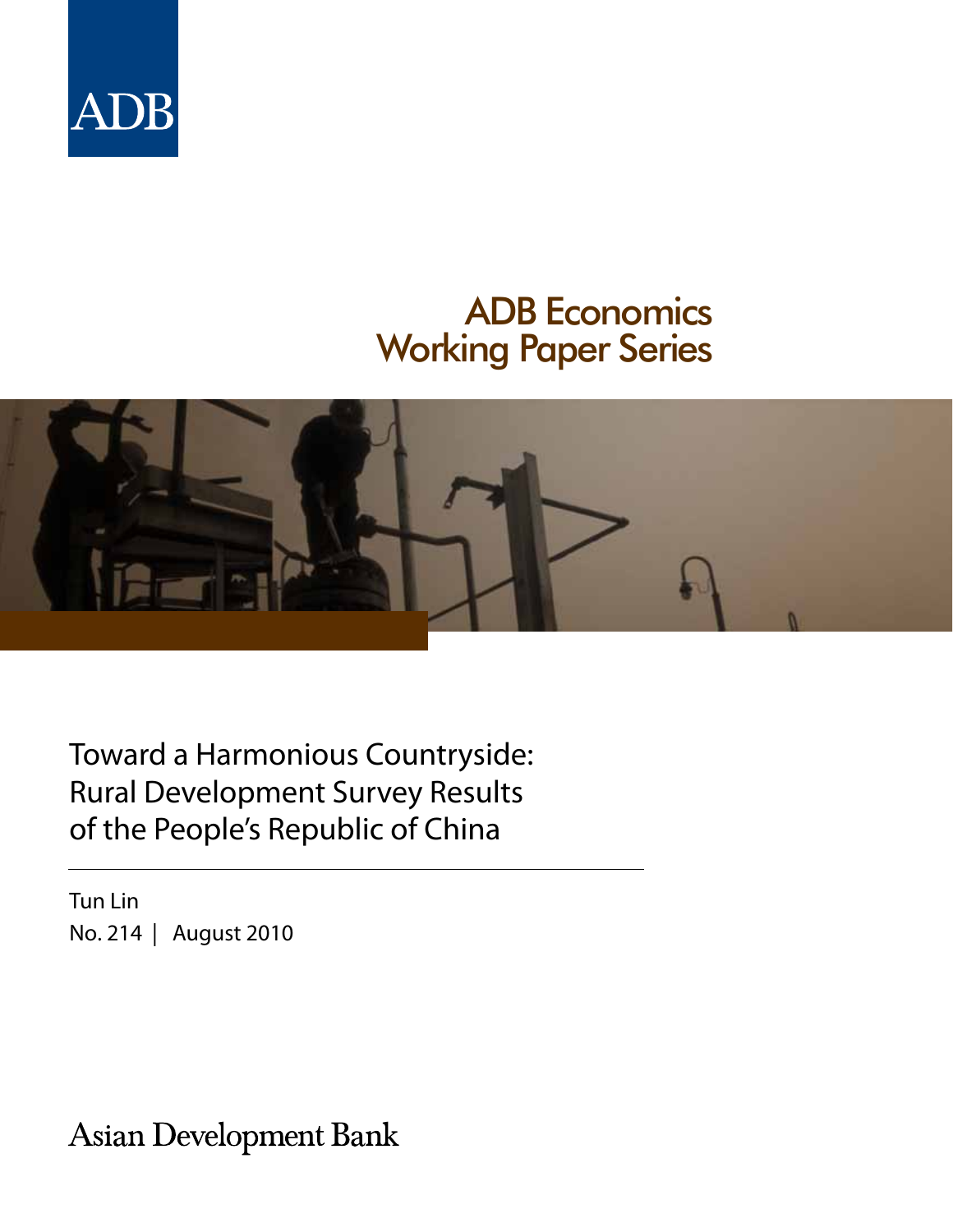ADB

# ADB Economics Working Paper Series

## Toward a Harmonious Countryside: Rural Development Survey Results of the People's Republic of China

Tun Lin

No. 214 | August 2010

Asian Development Bank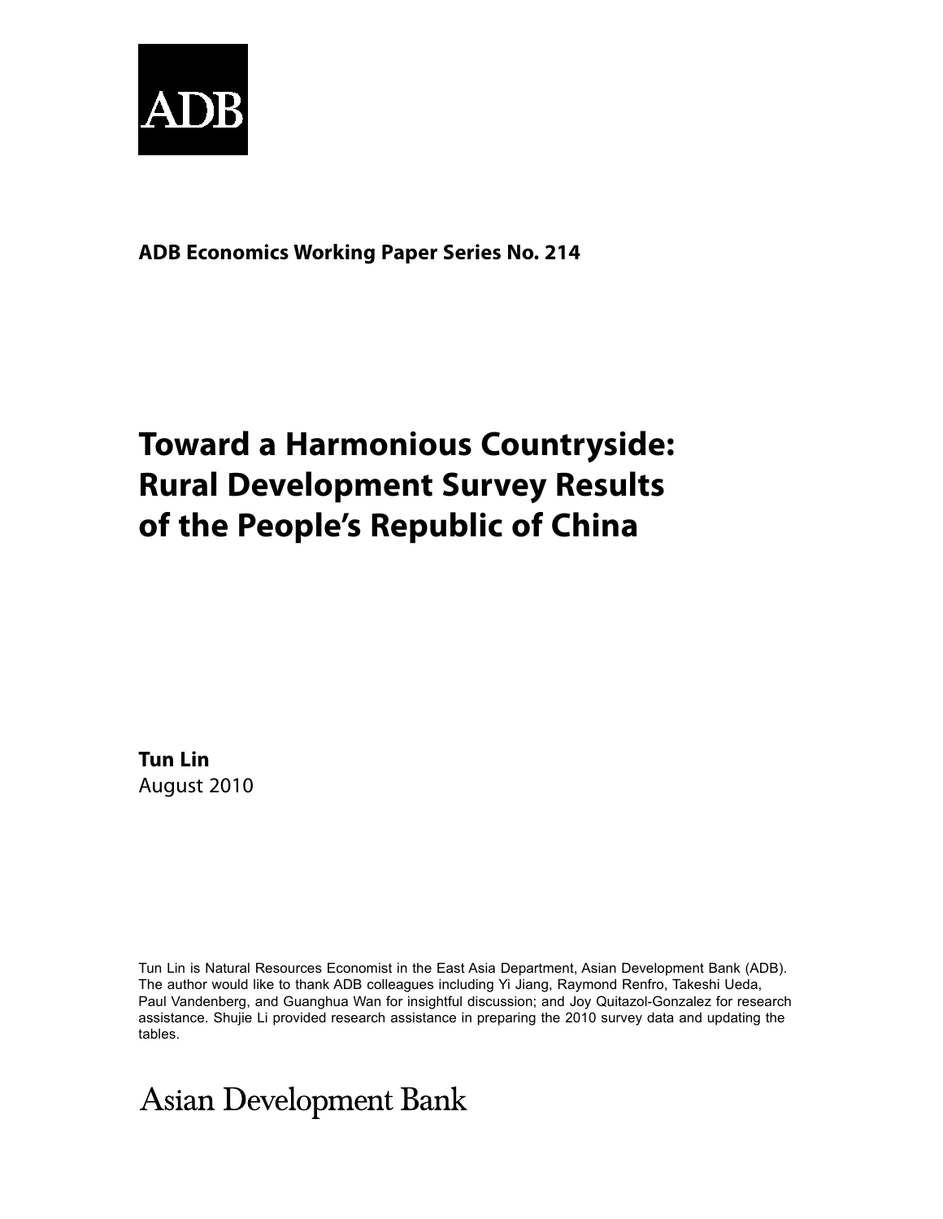ADB

**ADB Economics Working Paper Series No. 214**

# Toward a Harmonious Countryside: Rural Development Survey Results of the People's Republic of China

**Tun Lin**

August 2010

Tun Lin is Natural Resources Economist in the East Asia Department, Asian Development Bank (ADB). The author would like to thank ADB colleagues including Yi Jiang, Raymond Renfro, Takeshi Ueda, Paul Vandenberg, and Guanghua Wan for insightful discussion; and Joy Quitazol-Gonzalez for research assistance. Shujie Li provided research assistance in preparing the 2010 survey data and updating the tables.

Asian Development Bank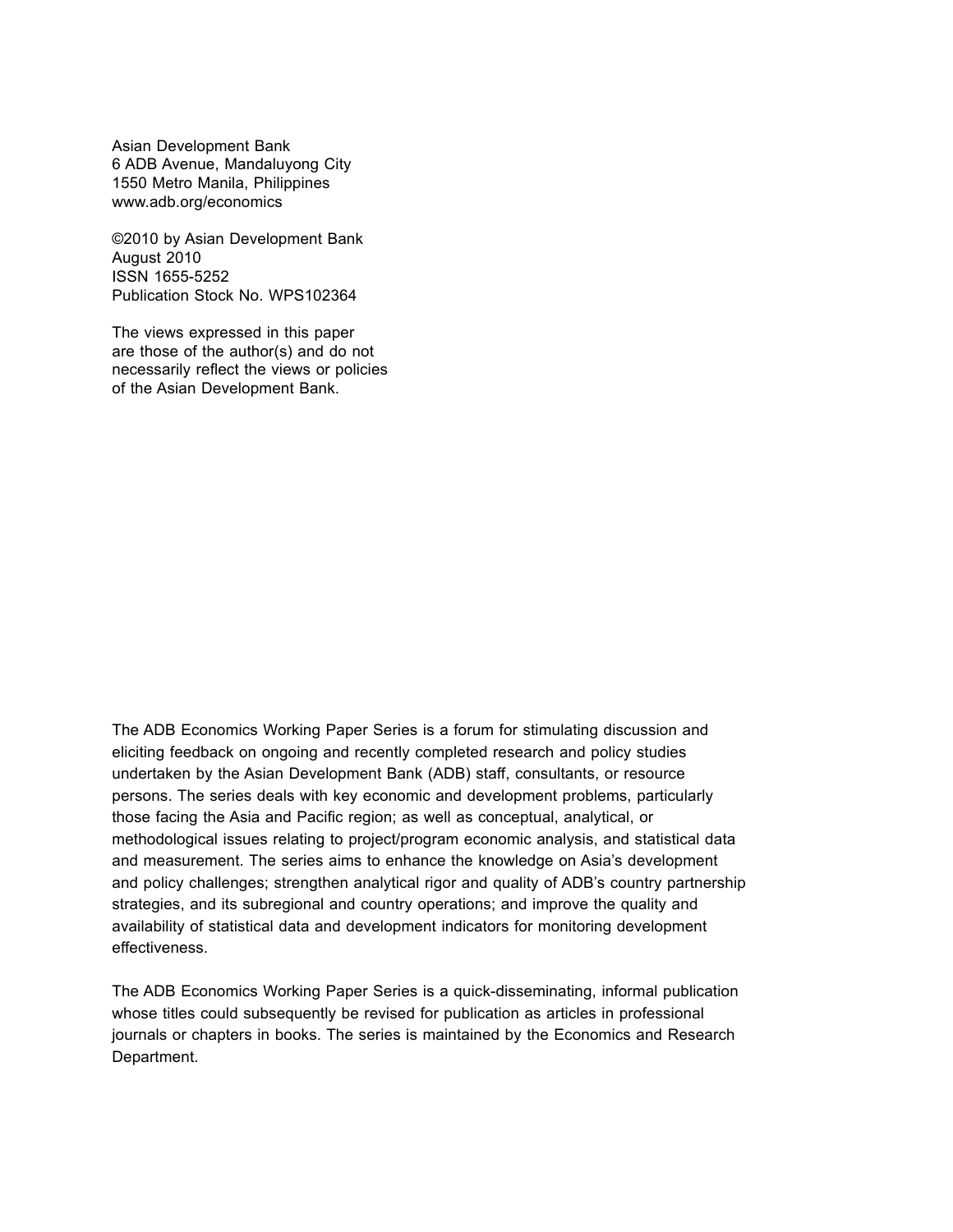Asian Development Bank
6 ADB Avenue, Mandaluyong City
1550 Metro Manila, Philippines
www.adb.org/economics

©2010 by Asian Development Bank
August 2010
ISSN 1655-5252
Publication Stock No. WPS102364

The views expressed in this paper
are those of the author(s) and do not
necessarily reflect the views or policies
of the Asian Development Bank.

The ADB Economics Working Paper Series is a forum for stimulating discussion and eliciting feedback on ongoing and recently completed research and policy studies undertaken by the Asian Development Bank (ADB) staff, consultants, or resource persons. The series deals with key economic and development problems, particularly those facing the Asia and Pacific region; as well as conceptual, analytical, or methodological issues relating to project/program economic analysis, and statistical data and measurement. The series aims to enhance the knowledge on Asia's development and policy challenges; strengthen analytical rigor and quality of ADB's country partnership strategies, and its subregional and country operations; and improve the quality and availability of statistical data and development indicators for monitoring development effectiveness.

The ADB Economics Working Paper Series is a quick-disseminating, informal publication whose titles could subsequently be revised for publication as articles in professional journals or chapters in books. The series is maintained by the Economics and Research Department.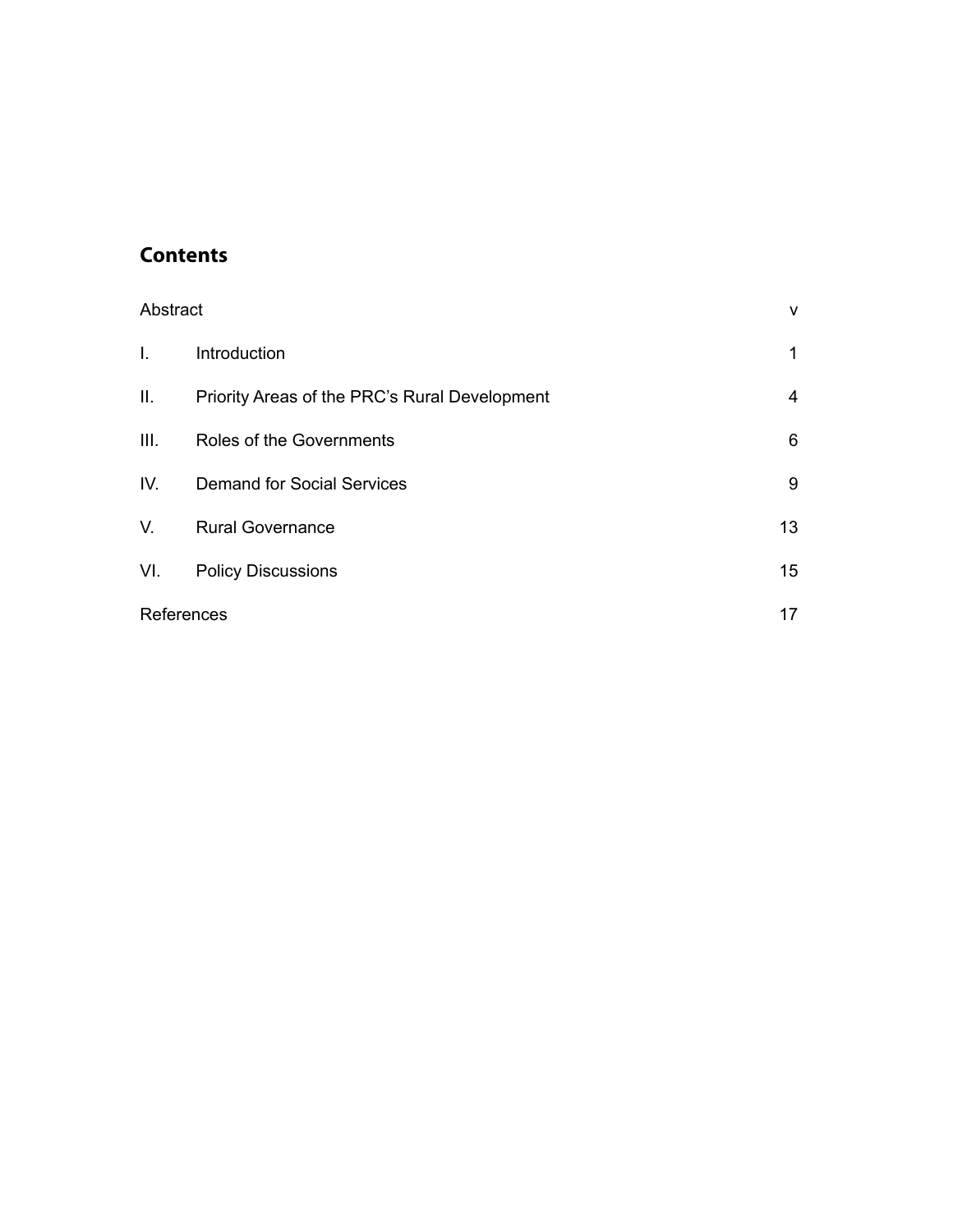## Contents

| | | |
|---|---|---|
| Abstract | | v |
| I. | Introduction | 1 |
| II. | Priority Areas of the PRC's Rural Development | 4 |
| III. | Roles of the Governments | 6 |
| IV. | Demand for Social Services | 9 |
| V. | Rural Governance | 13 |
| VI. | Policy Discussions | 15 |
| References | | 17 |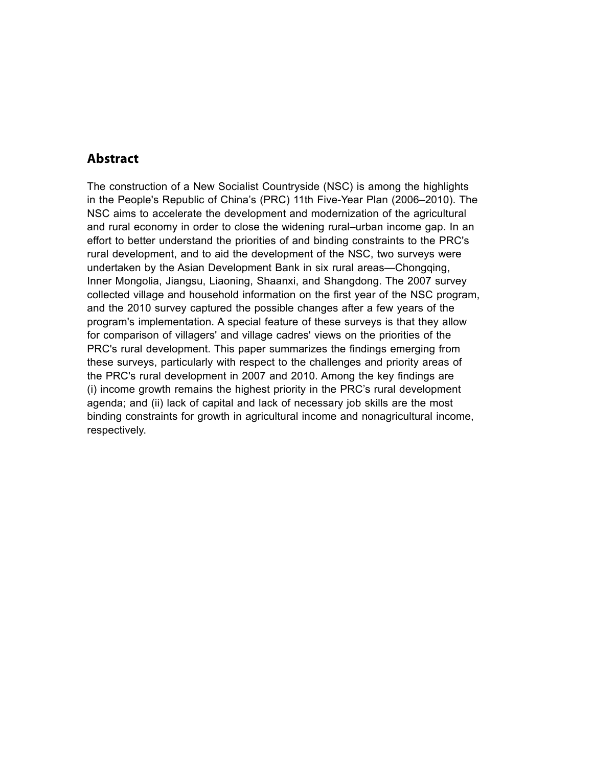## Abstract

The construction of a New Socialist Countryside (NSC) is among the highlights in the People's Republic of China's (PRC) 11th Five-Year Plan (2006–2010). The NSC aims to accelerate the development and modernization of the agricultural and rural economy in order to close the widening rural–urban income gap. In an effort to better understand the priorities of and binding constraints to the PRC's rural development, and to aid the development of the NSC, two surveys were undertaken by the Asian Development Bank in six rural areas—Chongqing, Inner Mongolia, Jiangsu, Liaoning, Shaanxi, and Shangdong. The 2007 survey collected village and household information on the first year of the NSC program, and the 2010 survey captured the possible changes after a few years of the program's implementation. A special feature of these surveys is that they allow for comparison of villagers' and village cadres' views on the priorities of the PRC's rural development. This paper summarizes the findings emerging from these surveys, particularly with respect to the challenges and priority areas of the PRC's rural development in 2007 and 2010. Among the key findings are (i) income growth remains the highest priority in the PRC's rural development agenda; and (ii) lack of capital and lack of necessary job skills are the most binding constraints for growth in agricultural income and nonagricultural income, respectively.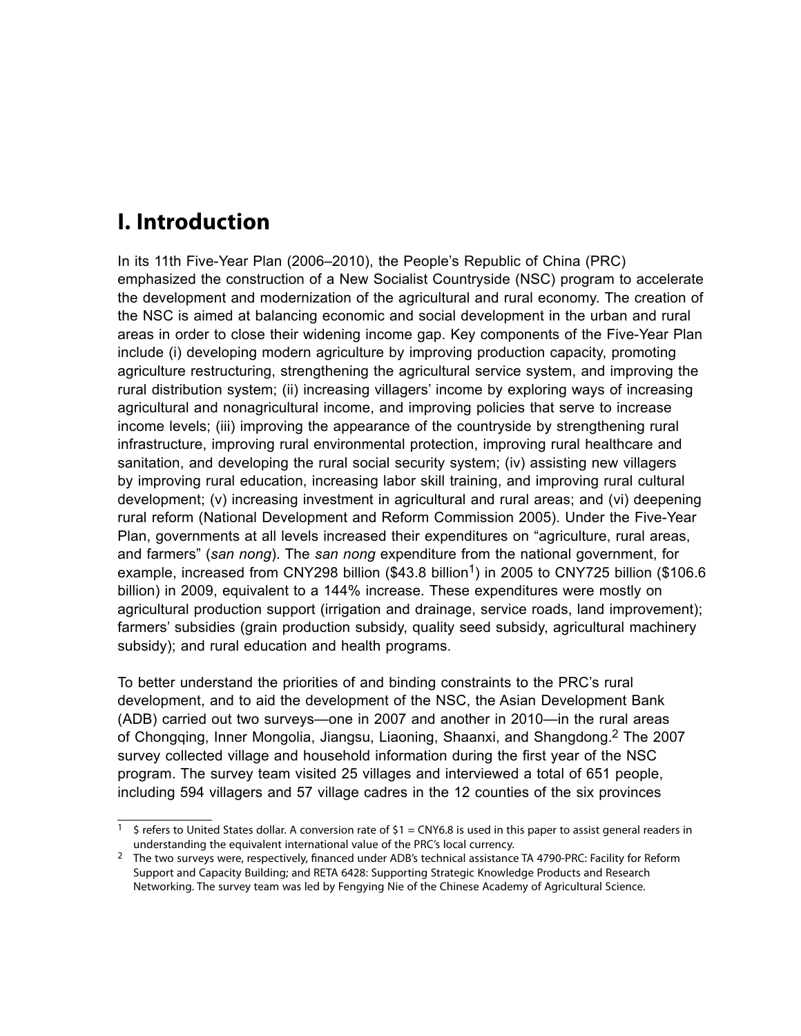# I. Introduction

In its 11th Five-Year Plan (2006–2010), the People's Republic of China (PRC) emphasized the construction of a New Socialist Countryside (NSC) program to accelerate the development and modernization of the agricultural and rural economy. The creation of the NSC is aimed at balancing economic and social development in the urban and rural areas in order to close their widening income gap. Key components of the Five-Year Plan include (i) developing modern agriculture by improving production capacity, promoting agriculture restructuring, strengthening the agricultural service system, and improving the rural distribution system; (ii) increasing villagers' income by exploring ways of increasing agricultural and nonagricultural income, and improving policies that serve to increase income levels; (iii) improving the appearance of the countryside by strengthening rural infrastructure, improving rural environmental protection, improving rural healthcare and sanitation, and developing the rural social security system; (iv) assisting new villagers by improving rural education, increasing labor skill training, and improving rural cultural development; (v) increasing investment in agricultural and rural areas; and (vi) deepening rural reform (National Development and Reform Commission 2005). Under the Five-Year Plan, governments at all levels increased their expenditures on "agriculture, rural areas, and farmers" (*san nong*). The *san nong* expenditure from the national government, for example, increased from CNY298 billion ($43.8 billion[1]) in 2005 to CNY725 billion ($106.6 billion) in 2009, equivalent to a 144% increase. These expenditures were mostly on agricultural production support (irrigation and drainage, service roads, land improvement); farmers' subsidies (grain production subsidy, quality seed subsidy, agricultural machinery subsidy); and rural education and health programs.

To better understand the priorities of and binding constraints to the PRC's rural development, and to aid the development of the NSC, the Asian Development Bank (ADB) carried out two surveys—one in 2007 and another in 2010—in the rural areas of Chongqing, Inner Mongolia, Jiangsu, Liaoning, Shaanxi, and Shangdong.[2] The 2007 survey collected village and household information during the first year of the NSC program. The survey team visited 25 villages and interviewed a total of 651 people, including 594 villagers and 57 village cadres in the 12 counties of the six provinces

---

[1] $ refers to United States dollar. A conversion rate of $1 = CNY6.8 is used in this paper to assist general readers in understanding the equivalent international value of the PRC's local currency.

[2] The two surveys were, respectively, financed under ADB's technical assistance TA 4790-PRC: Facility for Reform Support and Capacity Building; and RETA 6428: Supporting Strategic Knowledge Products and Research Networking. The survey team was led by Fengying Nie of the Chinese Academy of Agricultural Science.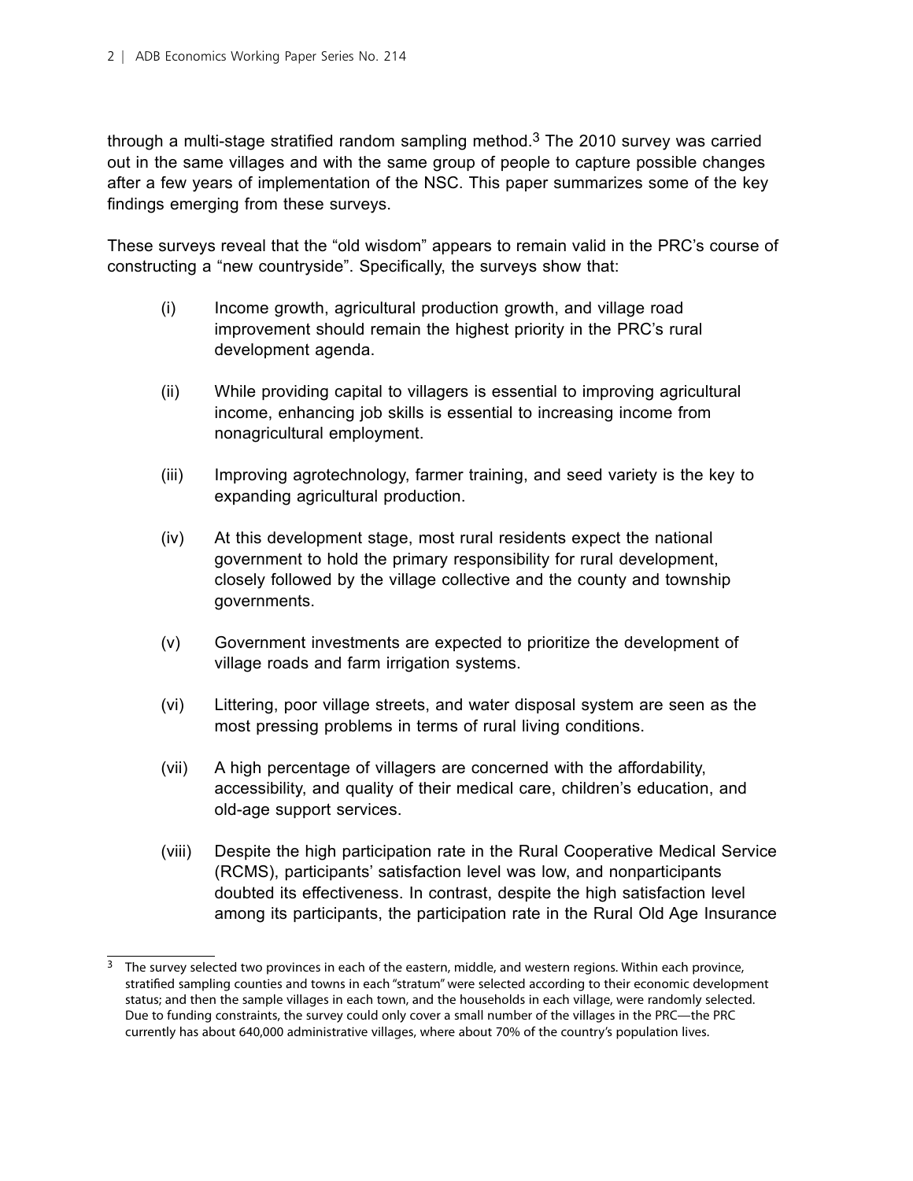through a multi-stage stratified random sampling method.[3] The 2010 survey was carried out in the same villages and with the same group of people to capture possible changes after a few years of implementation of the NSC. This paper summarizes some of the key findings emerging from these surveys.

These surveys reveal that the "old wisdom" appears to remain valid in the PRC's course of constructing a "new countryside". Specifically, the surveys show that:

(i) Income growth, agricultural production growth, and village road improvement should remain the highest priority in the PRC's rural development agenda.

(ii) While providing capital to villagers is essential to improving agricultural income, enhancing job skills is essential to increasing income from nonagricultural employment.

(iii) Improving agrotechnology, farmer training, and seed variety is the key to expanding agricultural production.

(iv) At this development stage, most rural residents expect the national government to hold the primary responsibility for rural development, closely followed by the village collective and the county and township governments.

(v) Government investments are expected to prioritize the development of village roads and farm irrigation systems.

(vi) Littering, poor village streets, and water disposal system are seen as the most pressing problems in terms of rural living conditions.

(vii) A high percentage of villagers are concerned with the affordability, accessibility, and quality of their medical care, children's education, and old-age support services.

(viii) Despite the high participation rate in the Rural Cooperative Medical Service (RCMS), participants' satisfaction level was low, and nonparticipants doubted its effectiveness. In contrast, despite the high satisfaction level among its participants, the participation rate in the Rural Old Age Insurance

[3] The survey selected two provinces in each of the eastern, middle, and western regions. Within each province, stratified sampling counties and towns in each "stratum" were selected according to their economic development status; and then the sample villages in each town, and the households in each village, were randomly selected. Due to funding constraints, the survey could only cover a small number of the villages in the PRC—the PRC currently has about 640,000 administrative villages, where about 70% of the country's population lives.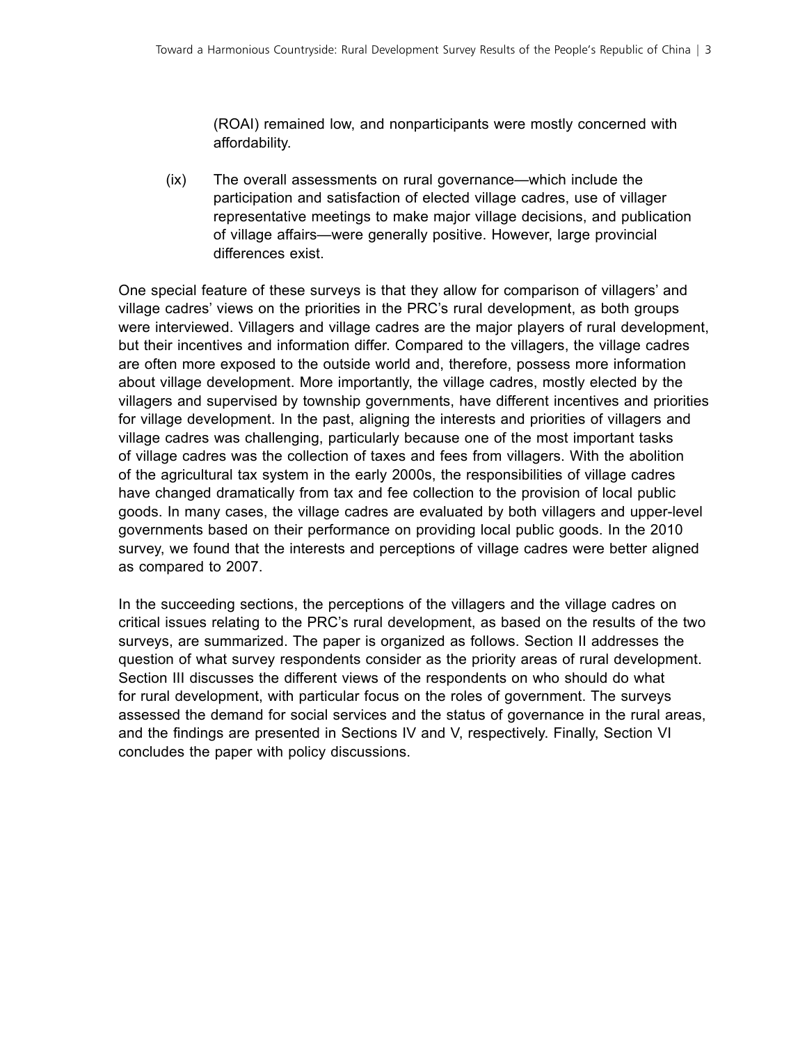(ROAI) remained low, and nonparticipants were mostly concerned with affordability.

(ix) The overall assessments on rural governance—which include the participation and satisfaction of elected village cadres, use of villager representative meetings to make major village decisions, and publication of village affairs—were generally positive. However, large provincial differences exist.

One special feature of these surveys is that they allow for comparison of villagers' and village cadres' views on the priorities in the PRC's rural development, as both groups were interviewed. Villagers and village cadres are the major players of rural development, but their incentives and information differ. Compared to the villagers, the village cadres are often more exposed to the outside world and, therefore, possess more information about village development. More importantly, the village cadres, mostly elected by the villagers and supervised by township governments, have different incentives and priorities for village development. In the past, aligning the interests and priorities of villagers and village cadres was challenging, particularly because one of the most important tasks of village cadres was the collection of taxes and fees from villagers. With the abolition of the agricultural tax system in the early 2000s, the responsibilities of village cadres have changed dramatically from tax and fee collection to the provision of local public goods. In many cases, the village cadres are evaluated by both villagers and upper-level governments based on their performance on providing local public goods. In the 2010 survey, we found that the interests and perceptions of village cadres were better aligned as compared to 2007.

In the succeeding sections, the perceptions of the villagers and the village cadres on critical issues relating to the PRC's rural development, as based on the results of the two surveys, are summarized. The paper is organized as follows. Section II addresses the question of what survey respondents consider as the priority areas of rural development. Section III discusses the different views of the respondents on who should do what for rural development, with particular focus on the roles of government. The surveys assessed the demand for social services and the status of governance in the rural areas, and the findings are presented in Sections IV and V, respectively. Finally, Section VI concludes the paper with policy discussions.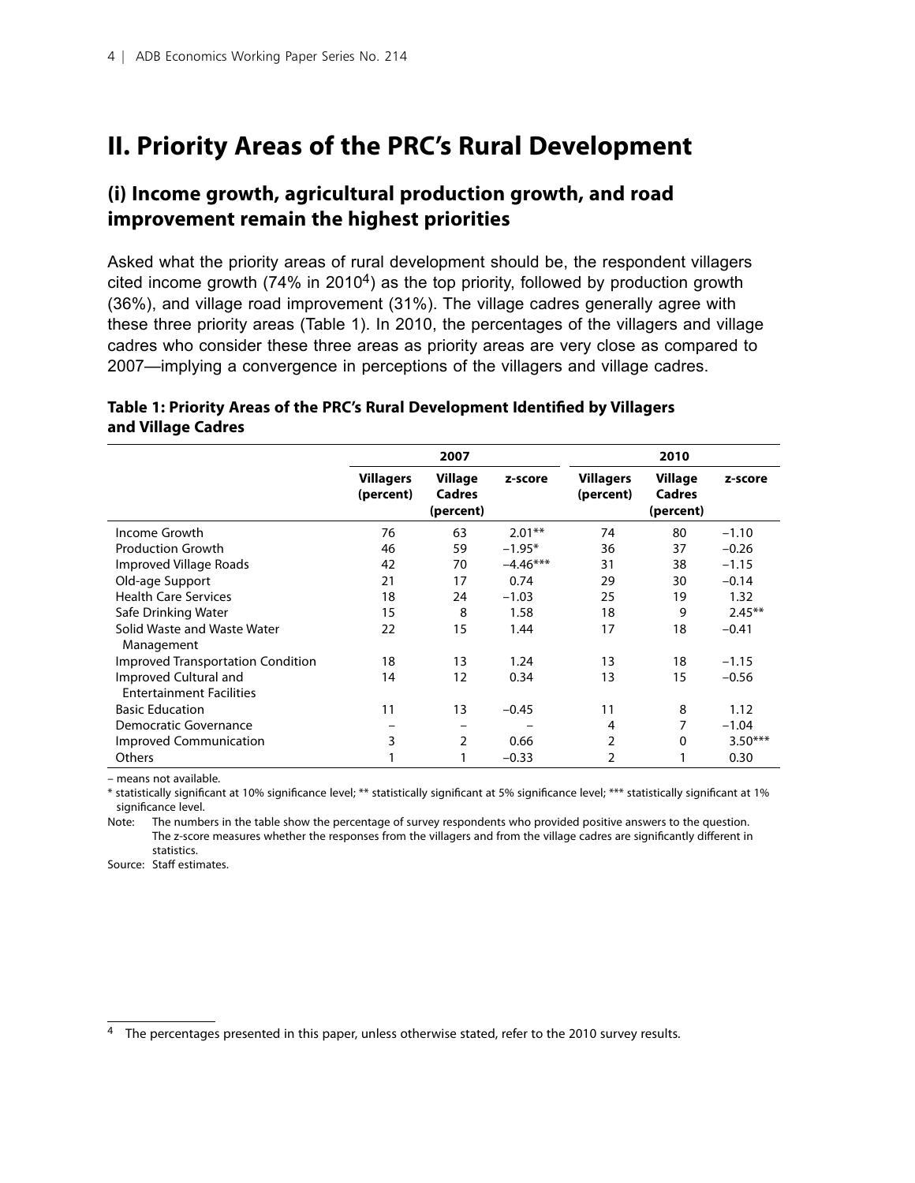# II. Priority Areas of the PRC's Rural Development

## (i) Income growth, agricultural production growth, and road improvement remain the highest priorities

Asked what the priority areas of rural development should be, the respondent villagers cited income growth (74% in 2010[4]) as the top priority, followed by production growth (36%), and village road improvement (31%). The village cadres generally agree with these three priority areas (Table 1). In 2010, the percentages of the villagers and village cadres who consider these three areas as priority areas are very close as compared to 2007—implying a convergence in perceptions of the villagers and village cadres.

**Table 1: Priority Areas of the PRC's Rural Development Identified by Villagers and Village Cadres**

| | 2007 | | | 2010 | | |
|---|---|---|---|---|---|---|
| | Villagers (percent) | Village Cadres (percent) | z-score | Villagers (percent) | Village Cadres (percent) | z-score |
| Income Growth | 76 | 63 | 2.01** | 74 | 80 | −1.10 |
| Production Growth | 46 | 59 | −1.95* | 36 | 37 | −0.26 |
| Improved Village Roads | 42 | 70 | −4.46*** | 31 | 38 | −1.15 |
| Old-age Support | 21 | 17 | 0.74 | 29 | 30 | −0.14 |
| Health Care Services | 18 | 24 | −1.03 | 25 | 19 | 1.32 |
| Safe Drinking Water | 15 | 8 | 1.58 | 18 | 9 | 2.45** |
| Solid Waste and Waste Water Management | 22 | 15 | 1.44 | 17 | 18 | −0.41 |
| Improved Transportation Condition | 18 | 13 | 1.24 | 13 | 18 | −1.15 |
| Improved Cultural and Entertainment Facilities | 14 | 12 | 0.34 | 13 | 15 | −0.56 |
| Basic Education | 11 | 13 | −0.45 | 11 | 8 | 1.12 |
| Democratic Governance | – | – | – | 4 | 7 | −1.04 |
| Improved Communication | 3 | 2 | 0.66 | 2 | 0 | 3.50*** |
| Others | 1 | 1 | −0.33 | 2 | 1 | 0.30 |

– means not available.

* statistically significant at 10% significance level; ** statistically significant at 5% significance level; *** statistically significant at 1% significance level.

Note: The numbers in the table show the percentage of survey respondents who provided positive answers to the question. The z-score measures whether the responses from the villagers and from the village cadres are significantly different in statistics.

Source: Staff estimates.

[4] The percentages presented in this paper, unless otherwise stated, refer to the 2010 survey results.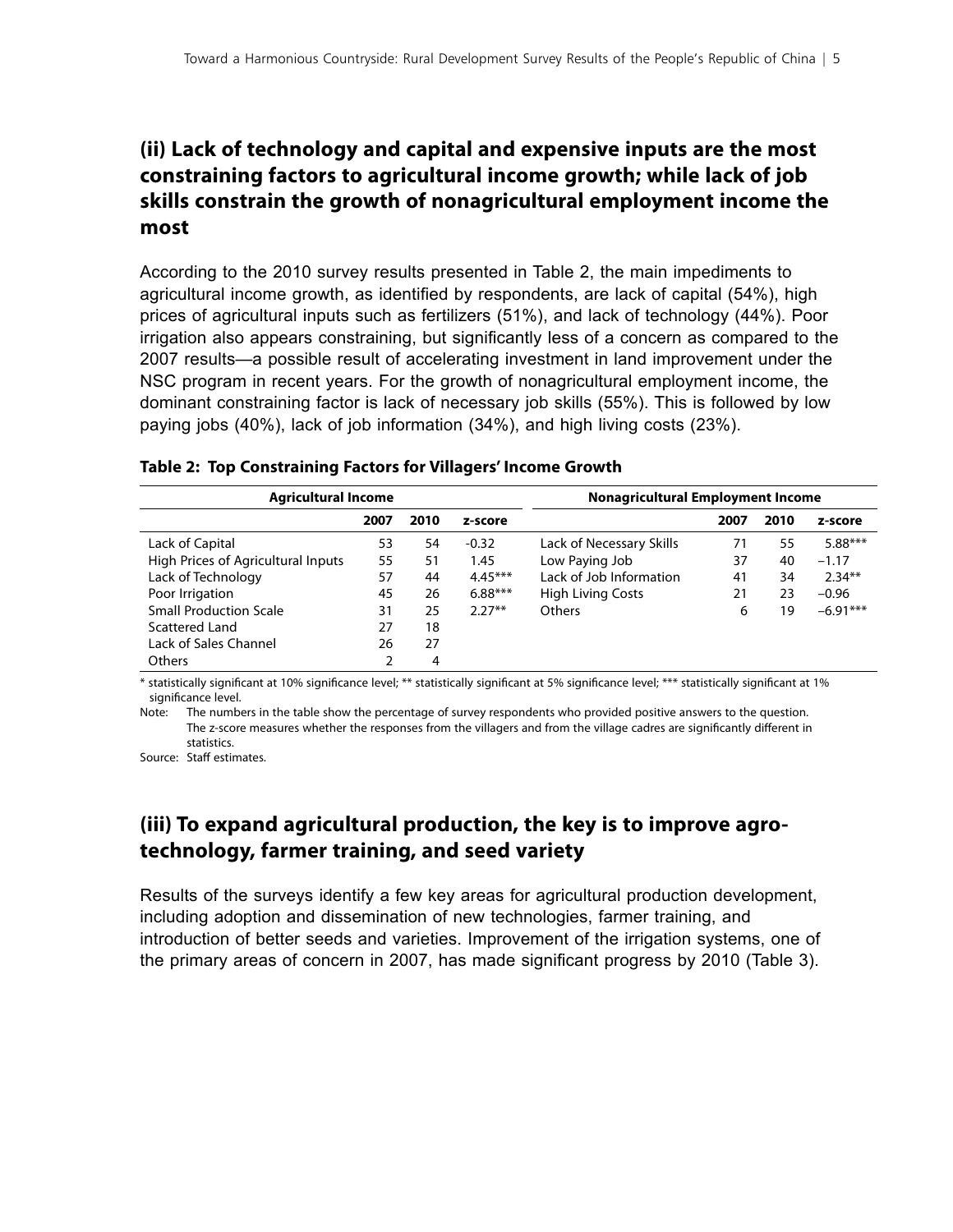## (ii) Lack of technology and capital and expensive inputs are the most constraining factors to agricultural income growth; while lack of job skills constrain the growth of nonagricultural employment income the most

According to the 2010 survey results presented in Table 2, the main impediments to agricultural income growth, as identified by respondents, are lack of capital (54%), high prices of agricultural inputs such as fertilizers (51%), and lack of technology (44%). Poor irrigation also appears constraining, but significantly less of a concern as compared to the 2007 results—a possible result of accelerating investment in land improvement under the NSC program in recent years. For the growth of nonagricultural employment income, the dominant constraining factor is lack of necessary job skills (55%). This is followed by low paying jobs (40%), lack of job information (34%), and high living costs (23%).

**Table 2: Top Constraining Factors for Villagers' Income Growth**

| Agricultural Income | | | | Nonagricultural Employment Income | | | |
|---|---|---|---|---|---|---|---|
| | 2007 | 2010 | z-score | | 2007 | 2010 | z-score |
| Lack of Capital | 53 | 54 | -0.32 | Lack of Necessary Skills | 71 | 55 | 5.88*** |
| High Prices of Agricultural Inputs | 55 | 51 | 1.45 | Low Paying Job | 37 | 40 | −1.17 |
| Lack of Technology | 57 | 44 | 4.45*** | Lack of Job Information | 41 | 34 | 2.34** |
| Poor Irrigation | 45 | 26 | 6.88*** | High Living Costs | 21 | 23 | −0.96 |
| Small Production Scale | 31 | 25 | 2.27** | Others | 6 | 19 | −6.91*** |
| Scattered Land | 27 | 18 | | | | | |
| Lack of Sales Channel | 26 | 27 | | | | | |
| Others | 2 | 4 | | | | | |

* statistically significant at 10% significance level; ** statistically significant at 5% significance level; *** statistically significant at 1% significance level.

Note: The numbers in the table show the percentage of survey respondents who provided positive answers to the question. The z-score measures whether the responses from the villagers and from the village cadres are significantly different in statistics.

Source: Staff estimates.

## (iii) To expand agricultural production, the key is to improve agro-technology, farmer training, and seed variety

Results of the surveys identify a few key areas for agricultural production development, including adoption and dissemination of new technologies, farmer training, and introduction of better seeds and varieties. Improvement of the irrigation systems, one of the primary areas of concern in 2007, has made significant progress by 2010 (Table 3).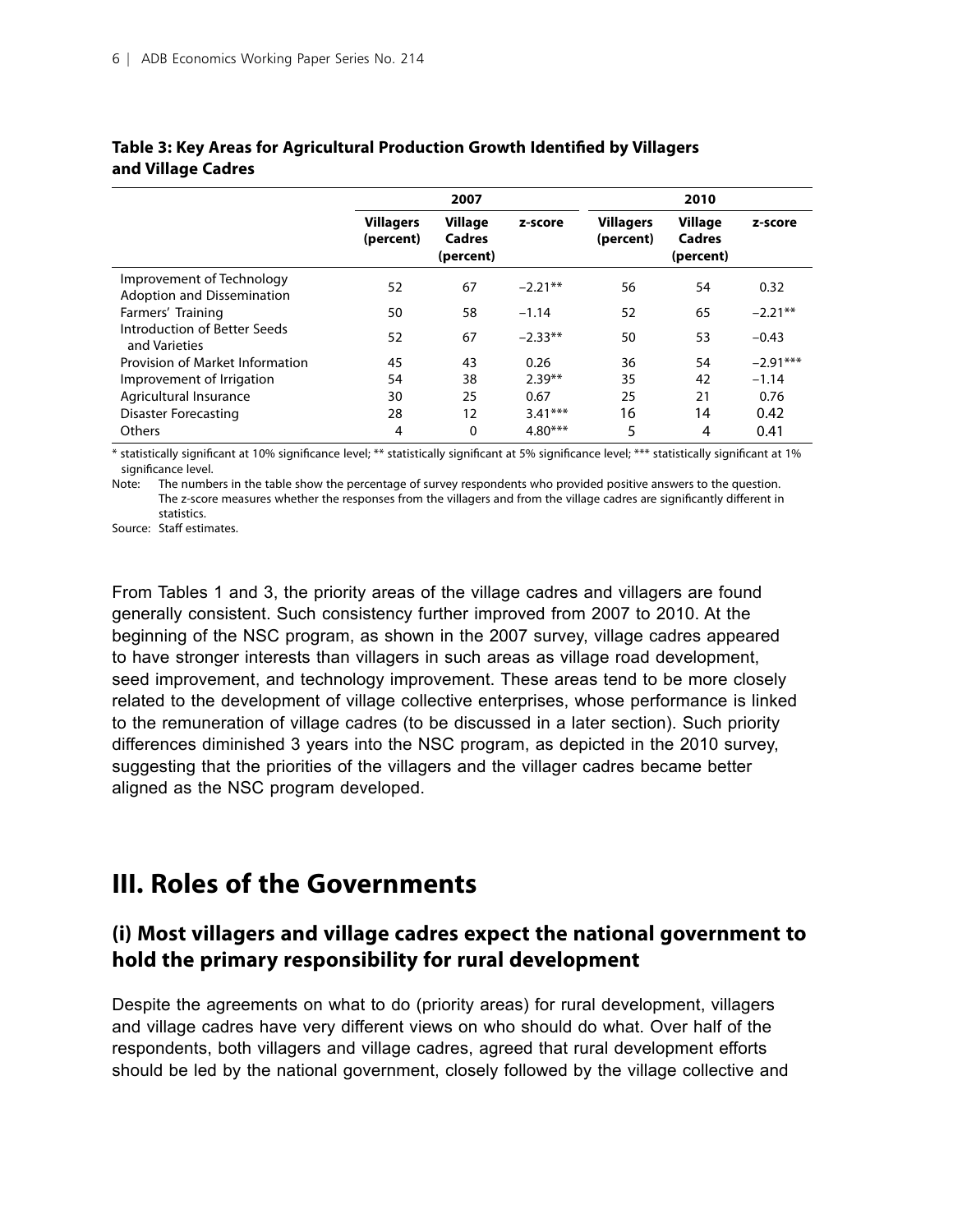**Table 3: Key Areas for Agricultural Production Growth Identified by Villagers and Village Cadres**

| | 2007 | | | 2010 | | |
|---|---|---|---|---|---|---|
| | Villagers (percent) | Village Cadres (percent) | z-score | Villagers (percent) | Village Cadres (percent) | z-score |
| Improvement of Technology Adoption and Dissemination | 52 | 67 | −2.21** | 56 | 54 | 0.32 |
| Farmers' Training | 50 | 58 | −1.14 | 52 | 65 | −2.21** |
| Introduction of Better Seeds and Varieties | 52 | 67 | −2.33** | 50 | 53 | −0.43 |
| Provision of Market Information | 45 | 43 | 0.26 | 36 | 54 | −2.91*** |
| Improvement of Irrigation | 54 | 38 | 2.39** | 35 | 42 | −1.14 |
| Agricultural Insurance | 30 | 25 | 0.67 | 25 | 21 | 0.76 |
| Disaster Forecasting | 28 | 12 | 3.41*** | 16 | 14 | 0.42 |
| Others | 4 | 0 | 4.80*** | 5 | 4 | 0.41 |

* statistically significant at 10% significance level; ** statistically significant at 5% significance level; *** statistically significant at 1% significance level.

Note: The numbers in the table show the percentage of survey respondents who provided positive answers to the question. The z-score measures whether the responses from the villagers and from the village cadres are significantly different in statistics.

Source: Staff estimates.

From Tables 1 and 3, the priority areas of the village cadres and villagers are found generally consistent. Such consistency further improved from 2007 to 2010. At the beginning of the NSC program, as shown in the 2007 survey, village cadres appeared to have stronger interests than villagers in such areas as village road development, seed improvement, and technology improvement. These areas tend to be more closely related to the development of village collective enterprises, whose performance is linked to the remuneration of village cadres (to be discussed in a later section). Such priority differences diminished 3 years into the NSC program, as depicted in the 2010 survey, suggesting that the priorities of the villagers and the villager cadres became better aligned as the NSC program developed.

# III. Roles of the Governments

## (i) Most villagers and village cadres expect the national government to hold the primary responsibility for rural development

Despite the agreements on what to do (priority areas) for rural development, villagers and village cadres have very different views on who should do what. Over half of the respondents, both villagers and village cadres, agreed that rural development efforts should be led by the national government, closely followed by the village collective and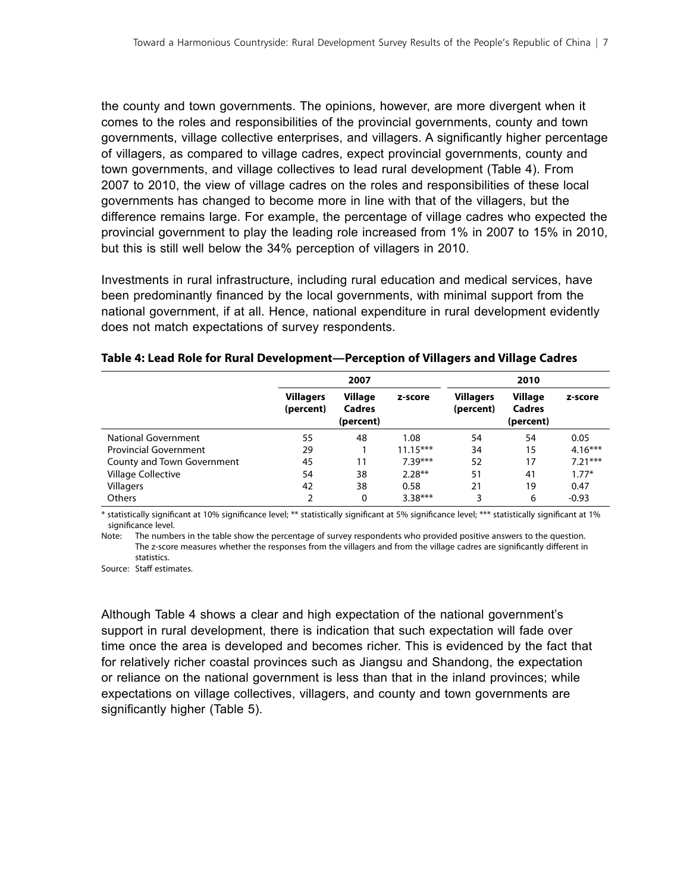the county and town governments. The opinions, however, are more divergent when it comes to the roles and responsibilities of the provincial governments, county and town governments, village collective enterprises, and villagers. A significantly higher percentage of villagers, as compared to village cadres, expect provincial governments, county and town governments, and village collectives to lead rural development (Table 4). From 2007 to 2010, the view of village cadres on the roles and responsibilities of these local governments has changed to become more in line with that of the villagers, but the difference remains large. For example, the percentage of village cadres who expected the provincial government to play the leading role increased from 1% in 2007 to 15% in 2010, but this is still well below the 34% perception of villagers in 2010.

Investments in rural infrastructure, including rural education and medical services, have been predominantly financed by the local governments, with minimal support from the national government, if at all. Hence, national expenditure in rural development evidently does not match expectations of survey respondents.

**Table 4: Lead Role for Rural Development—Perception of Villagers and Village Cadres**

| | 2007 | | | 2010 | | |
|---|---|---|---|---|---|---|
| | **Villagers (percent)** | **Village Cadres (percent)** | **z-score** | **Villagers (percent)** | **Village Cadres (percent)** | **z-score** |
| National Government | 55 | 48 | 1.08 | 54 | 54 | 0.05 |
| Provincial Government | 29 | 1 | 11.15*** | 34 | 15 | 4.16*** |
| County and Town Government | 45 | 11 | 7.39*** | 52 | 17 | 7.21*** |
| Village Collective | 54 | 38 | 2.28** | 51 | 41 | 1.77* |
| Villagers | 42 | 38 | 0.58 | 21 | 19 | 0.47 |
| Others | 2 | 0 | 3.38*** | 3 | 6 | -0.93 |

* statistically significant at 10% significance level; ** statistically significant at 5% significance level; *** statistically significant at 1% significance level.

Note: The numbers in the table show the percentage of survey respondents who provided positive answers to the question. The z-score measures whether the responses from the villagers and from the village cadres are significantly different in statistics.

Source: Staff estimates.

Although Table 4 shows a clear and high expectation of the national government's support in rural development, there is indication that such expectation will fade over time once the area is developed and becomes richer. This is evidenced by the fact that for relatively richer coastal provinces such as Jiangsu and Shandong, the expectation or reliance on the national government is less than that in the inland provinces; while expectations on village collectives, villagers, and county and town governments are significantly higher (Table 5).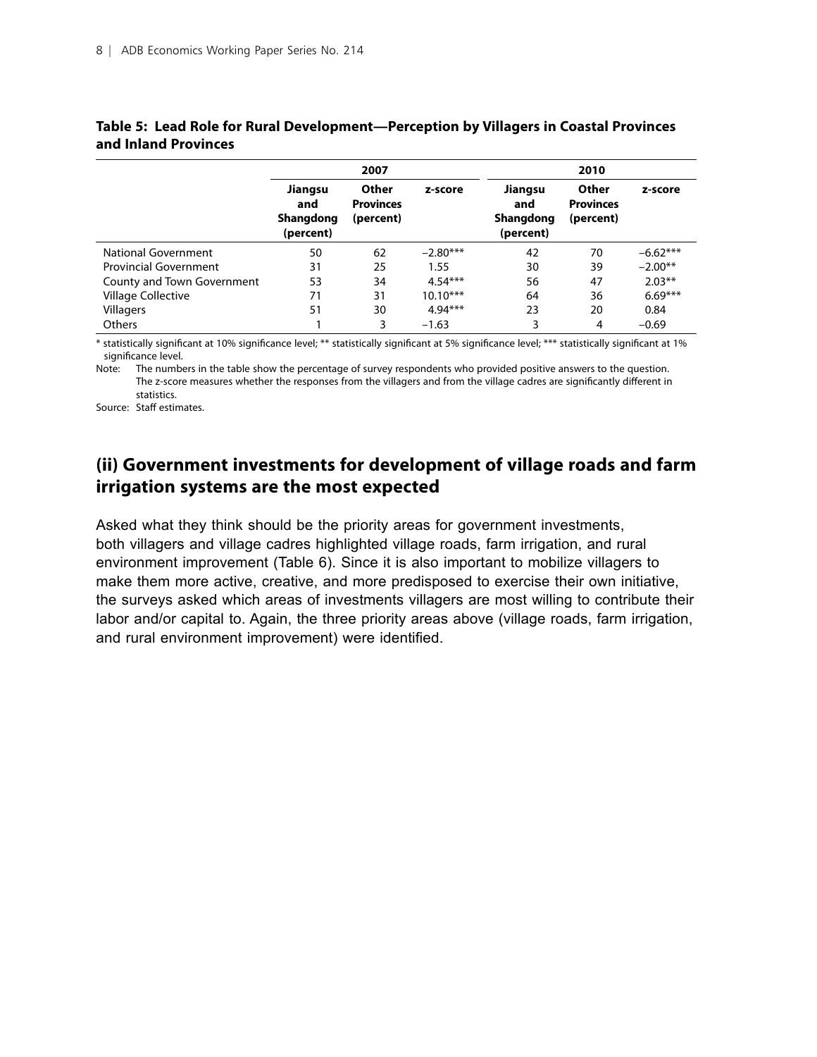**Table 5: Lead Role for Rural Development—Perception by Villagers in Coastal Provinces and Inland Provinces**

| | 2007 | | | 2010 | | |
|---|---|---|---|---|---|---|
| | Jiangsu and Shangdong (percent) | Other Provinces (percent) | z-score | Jiangsu and Shangdong (percent) | Other Provinces (percent) | z-score |
| National Government | 50 | 62 | −2.80*** | 42 | 70 | −6.62*** |
| Provincial Government | 31 | 25 | 1.55 | 30 | 39 | −2.00** |
| County and Town Government | 53 | 34 | 4.54*** | 56 | 47 | 2.03** |
| Village Collective | 71 | 31 | 10.10*** | 64 | 36 | 6.69*** |
| Villagers | 51 | 30 | 4.94*** | 23 | 20 | 0.84 |
| Others | 1 | 3 | −1.63 | 3 | 4 | −0.69 |

* statistically significant at 10% significance level; ** statistically significant at 5% significance level; *** statistically significant at 1% significance level.

Note: The numbers in the table show the percentage of survey respondents who provided positive answers to the question. The z-score measures whether the responses from the villagers and from the village cadres are significantly different in statistics.

Source: Staff estimates.

## (ii) Government investments for development of village roads and farm irrigation systems are the most expected

Asked what they think should be the priority areas for government investments, both villagers and village cadres highlighted village roads, farm irrigation, and rural environment improvement (Table 6). Since it is also important to mobilize villagers to make them more active, creative, and more predisposed to exercise their own initiative, the surveys asked which areas of investments villagers are most willing to contribute their labor and/or capital to. Again, the three priority areas above (village roads, farm irrigation, and rural environment improvement) were identified.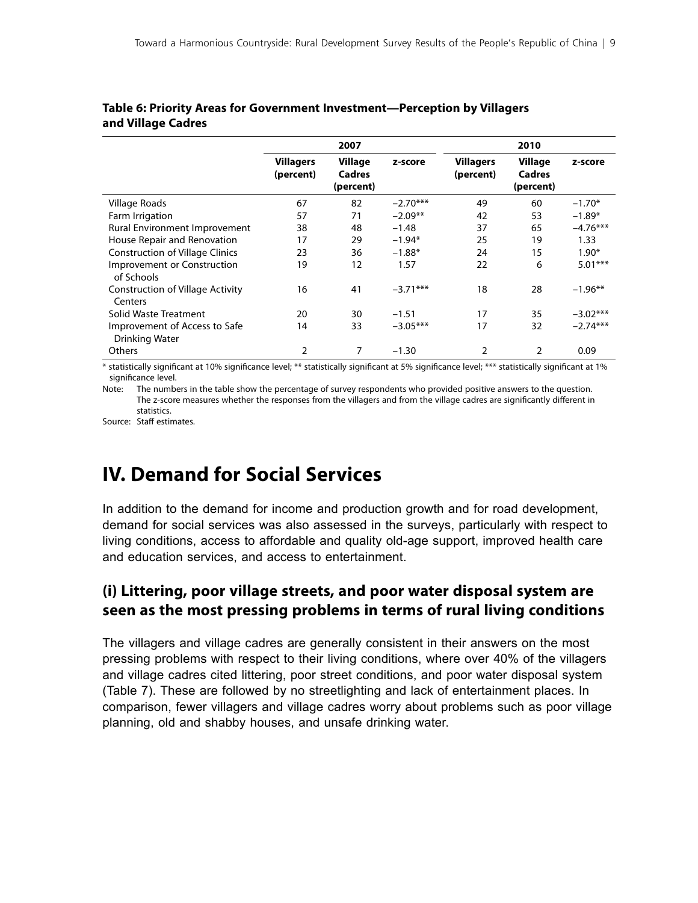**Table 6: Priority Areas for Government Investment—Perception by Villagers and Village Cadres**

| | 2007 | | | 2010 | | |
|---|---|---|---|---|---|---|
| | Villagers (percent) | Village Cadres (percent) | z-score | Villagers (percent) | Village Cadres (percent) | z-score |
| Village Roads | 67 | 82 | −2.70*** | 49 | 60 | −1.70* |
| Farm Irrigation | 57 | 71 | −2.09** | 42 | 53 | −1.89* |
| Rural Environment Improvement | 38 | 48 | −1.48 | 37 | 65 | −4.76*** |
| House Repair and Renovation | 17 | 29 | −1.94* | 25 | 19 | 1.33 |
| Construction of Village Clinics | 23 | 36 | −1.88* | 24 | 15 | 1.90* |
| Improvement or Construction of Schools | 19 | 12 | 1.57 | 22 | 6 | 5.01*** |
| Construction of Village Activity Centers | 16 | 41 | −3.71*** | 18 | 28 | −1.96** |
| Solid Waste Treatment | 20 | 30 | −1.51 | 17 | 35 | −3.02*** |
| Improvement of Access to Safe Drinking Water | 14 | 33 | −3.05*** | 17 | 32 | −2.74*** |
| Others | 2 | 7 | −1.30 | 2 | 2 | 0.09 |

* statistically significant at 10% significance level; ** statistically significant at 5% significance level; *** statistically significant at 1% significance level.

Note: The numbers in the table show the percentage of survey respondents who provided positive answers to the question. The z-score measures whether the responses from the villagers and from the village cadres are significantly different in statistics.

Source: Staff estimates.

# IV. Demand for Social Services

In addition to the demand for income and production growth and for road development, demand for social services was also assessed in the surveys, particularly with respect to living conditions, access to affordable and quality old-age support, improved health care and education services, and access to entertainment.

## (i) Littering, poor village streets, and poor water disposal system are seen as the most pressing problems in terms of rural living conditions

The villagers and village cadres are generally consistent in their answers on the most pressing problems with respect to their living conditions, where over 40% of the villagers and village cadres cited littering, poor street conditions, and poor water disposal system (Table 7). These are followed by no streetlighting and lack of entertainment places. In comparison, fewer villagers and village cadres worry about problems such as poor village planning, old and shabby houses, and unsafe drinking water.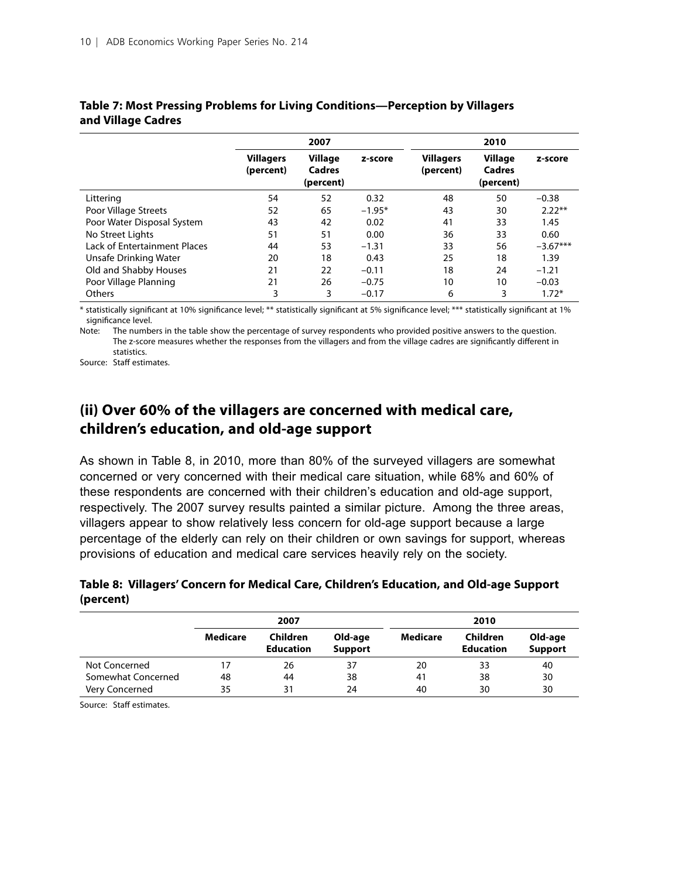**Table 7: Most Pressing Problems for Living Conditions—Perception by Villagers and Village Cadres**

| | 2007 | | | 2010 | | |
|---|---|---|---|---|---|---|
| | Villagers (percent) | Village Cadres (percent) | z-score | Villagers (percent) | Village Cadres (percent) | z-score |
| Littering | 54 | 52 | 0.32 | 48 | 50 | −0.38 |
| Poor Village Streets | 52 | 65 | −1.95* | 43 | 30 | 2.22** |
| Poor Water Disposal System | 43 | 42 | 0.02 | 41 | 33 | 1.45 |
| No Street Lights | 51 | 51 | 0.00 | 36 | 33 | 0.60 |
| Lack of Entertainment Places | 44 | 53 | −1.31 | 33 | 56 | −3.67*** |
| Unsafe Drinking Water | 20 | 18 | 0.43 | 25 | 18 | 1.39 |
| Old and Shabby Houses | 21 | 22 | −0.11 | 18 | 24 | −1.21 |
| Poor Village Planning | 21 | 26 | −0.75 | 10 | 10 | −0.03 |
| Others | 3 | 3 | −0.17 | 6 | 3 | 1.72* |

* statistically significant at 10% significance level; ** statistically significant at 5% significance level; *** statistically significant at 1% significance level.

Note: The numbers in the table show the percentage of survey respondents who provided positive answers to the question. The z-score measures whether the responses from the villagers and from the village cadres are significantly different in statistics.

Source: Staff estimates.

## (ii) Over 60% of the villagers are concerned with medical care, children's education, and old-age support

As shown in Table 8, in 2010, more than 80% of the surveyed villagers are somewhat concerned or very concerned with their medical care situation, while 68% and 60% of these respondents are concerned with their children's education and old-age support, respectively. The 2007 survey results painted a similar picture. Among the three areas, villagers appear to show relatively less concern for old-age support because a large percentage of the elderly can rely on their children or own savings for support, whereas provisions of education and medical care services heavily rely on the society.

**Table 8: Villagers' Concern for Medical Care, Children's Education, and Old-age Support (percent)**

| | 2007 | | | 2010 | | |
|---|---|---|---|---|---|---|
| | Medicare | Children Education | Old-age Support | Medicare | Children Education | Old-age Support |
| Not Concerned | 17 | 26 | 37 | 20 | 33 | 40 |
| Somewhat Concerned | 48 | 44 | 38 | 41 | 38 | 30 |
| Very Concerned | 35 | 31 | 24 | 40 | 30 | 30 |

Source: Staff estimates.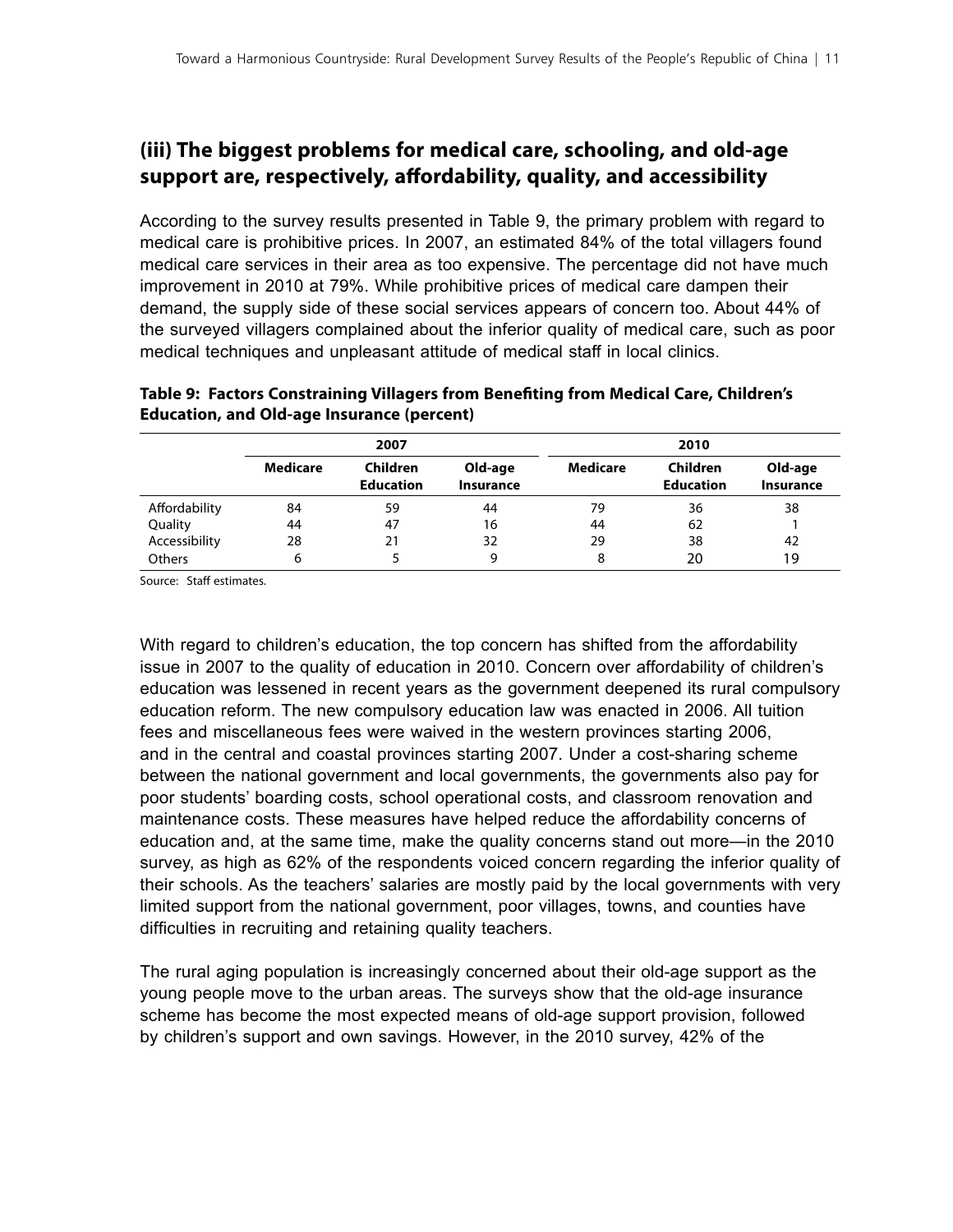## (iii) The biggest problems for medical care, schooling, and old-age support are, respectively, affordability, quality, and accessibility

According to the survey results presented in Table 9, the primary problem with regard to medical care is prohibitive prices. In 2007, an estimated 84% of the total villagers found medical care services in their area as too expensive. The percentage did not have much improvement in 2010 at 79%. While prohibitive prices of medical care dampen their demand, the supply side of these social services appears of concern too. About 44% of the surveyed villagers complained about the inferior quality of medical care, such as poor medical techniques and unpleasant attitude of medical staff in local clinics.

**Table 9: Factors Constraining Villagers from Benefiting from Medical Care, Children's Education, and Old-age Insurance (percent)**

| | 2007 | | | 2010 | | |
|---|---|---|---|---|---|---|
| | **Medicare** | **Children Education** | **Old-age Insurance** | **Medicare** | **Children Education** | **Old-age Insurance** |
| Affordability | 84 | 59 | 44 | 79 | 36 | 38 |
| Quality | 44 | 47 | 16 | 44 | 62 | 1 |
| Accessibility | 28 | 21 | 32 | 29 | 38 | 42 |
| Others | 6 | 5 | 9 | 8 | 20 | 19 |

Source: Staff estimates.

With regard to children's education, the top concern has shifted from the affordability issue in 2007 to the quality of education in 2010. Concern over affordability of children's education was lessened in recent years as the government deepened its rural compulsory education reform. The new compulsory education law was enacted in 2006. All tuition fees and miscellaneous fees were waived in the western provinces starting 2006, and in the central and coastal provinces starting 2007. Under a cost-sharing scheme between the national government and local governments, the governments also pay for poor students' boarding costs, school operational costs, and classroom renovation and maintenance costs. These measures have helped reduce the affordability concerns of education and, at the same time, make the quality concerns stand out more—in the 2010 survey, as high as 62% of the respondents voiced concern regarding the inferior quality of their schools. As the teachers' salaries are mostly paid by the local governments with very limited support from the national government, poor villages, towns, and counties have difficulties in recruiting and retaining quality teachers.

The rural aging population is increasingly concerned about their old-age support as the young people move to the urban areas. The surveys show that the old-age insurance scheme has become the most expected means of old-age support provision, followed by children's support and own savings. However, in the 2010 survey, 42% of the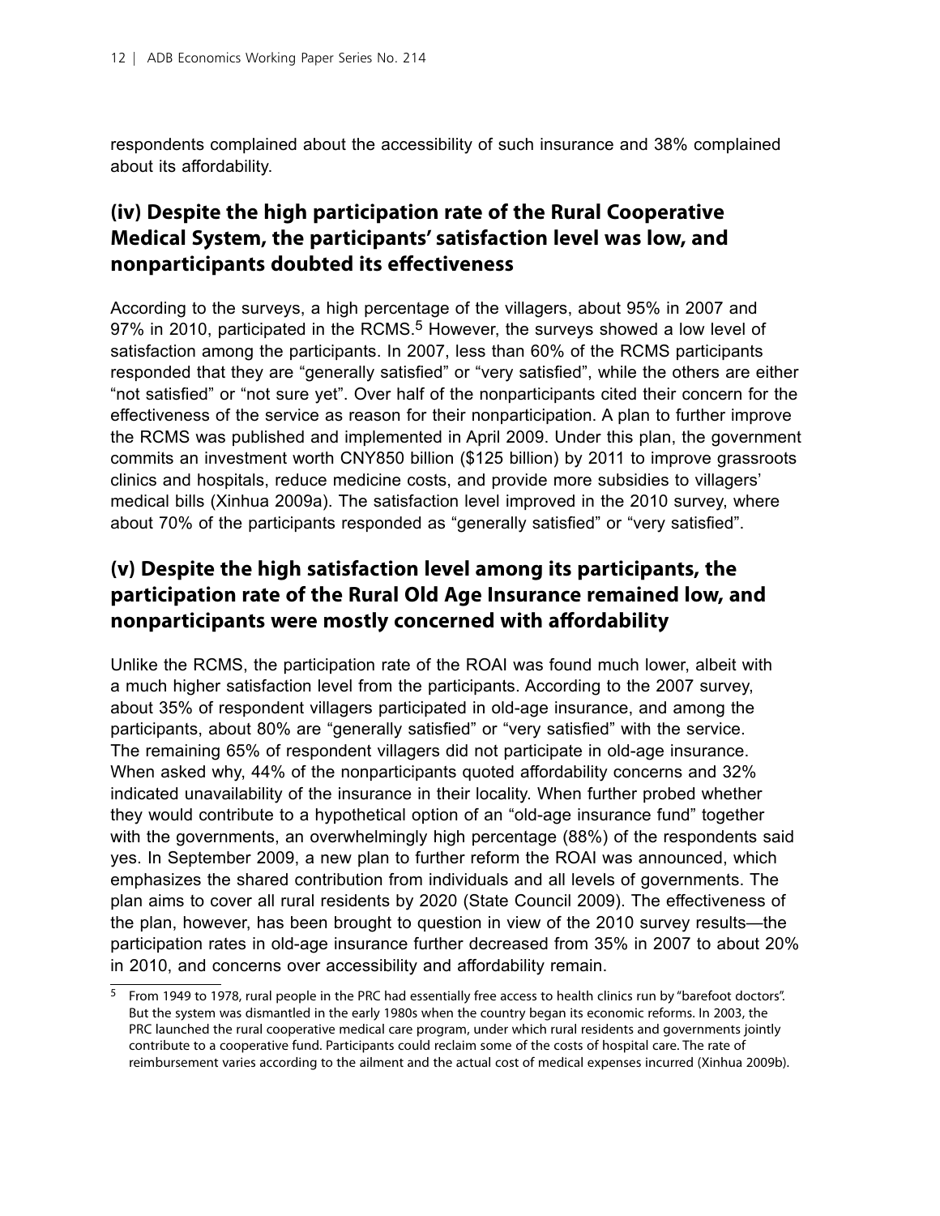respondents complained about the accessibility of such insurance and 38% complained about its affordability.

### (iv) Despite the high participation rate of the Rural Cooperative Medical System, the participants' satisfaction level was low, and nonparticipants doubted its effectiveness

According to the surveys, a high percentage of the villagers, about 95% in 2007 and 97% in 2010, participated in the RCMS.[5] However, the surveys showed a low level of satisfaction among the participants. In 2007, less than 60% of the RCMS participants responded that they are "generally satisfied" or "very satisfied", while the others are either "not satisfied" or "not sure yet". Over half of the nonparticipants cited their concern for the effectiveness of the service as reason for their nonparticipation. A plan to further improve the RCMS was published and implemented in April 2009. Under this plan, the government commits an investment worth CNY850 billion ($125 billion) by 2011 to improve grassroots clinics and hospitals, reduce medicine costs, and provide more subsidies to villagers' medical bills (Xinhua 2009a). The satisfaction level improved in the 2010 survey, where about 70% of the participants responded as "generally satisfied" or "very satisfied".

### (v) Despite the high satisfaction level among its participants, the participation rate of the Rural Old Age Insurance remained low, and nonparticipants were mostly concerned with affordability

Unlike the RCMS, the participation rate of the ROAI was found much lower, albeit with a much higher satisfaction level from the participants. According to the 2007 survey, about 35% of respondent villagers participated in old-age insurance, and among the participants, about 80% are "generally satisfied" or "very satisfied" with the service. The remaining 65% of respondent villagers did not participate in old-age insurance. When asked why, 44% of the nonparticipants quoted affordability concerns and 32% indicated unavailability of the insurance in their locality. When further probed whether they would contribute to a hypothetical option of an "old-age insurance fund" together with the governments, an overwhelmingly high percentage (88%) of the respondents said yes. In September 2009, a new plan to further reform the ROAI was announced, which emphasizes the shared contribution from individuals and all levels of governments. The plan aims to cover all rural residents by 2020 (State Council 2009). The effectiveness of the plan, however, has been brought to question in view of the 2010 survey results—the participation rates in old-age insurance further decreased from 35% in 2007 to about 20% in 2010, and concerns over accessibility and affordability remain.

[5] From 1949 to 1978, rural people in the PRC had essentially free access to health clinics run by "barefoot doctors". But the system was dismantled in the early 1980s when the country began its economic reforms. In 2003, the PRC launched the rural cooperative medical care program, under which rural residents and governments jointly contribute to a cooperative fund. Participants could reclaim some of the costs of hospital care. The rate of reimbursement varies according to the ailment and the actual cost of medical expenses incurred (Xinhua 2009b).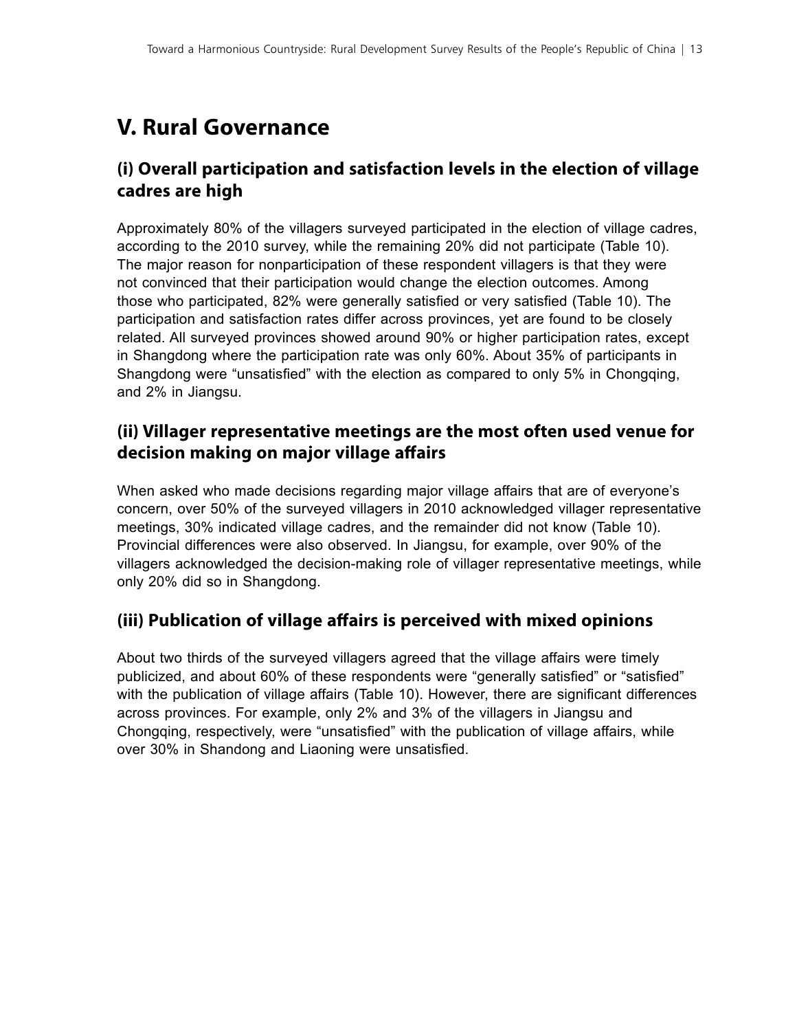# V. Rural Governance

## (i) Overall participation and satisfaction levels in the election of village cadres are high

Approximately 80% of the villagers surveyed participated in the election of village cadres, according to the 2010 survey, while the remaining 20% did not participate (Table 10). The major reason for nonparticipation of these respondent villagers is that they were not convinced that their participation would change the election outcomes. Among those who participated, 82% were generally satisfied or very satisfied (Table 10). The participation and satisfaction rates differ across provinces, yet are found to be closely related. All surveyed provinces showed around 90% or higher participation rates, except in Shangdong where the participation rate was only 60%. About 35% of participants in Shangdong were "unsatisfied" with the election as compared to only 5% in Chongqing, and 2% in Jiangsu.

## (ii) Villager representative meetings are the most often used venue for decision making on major village affairs

When asked who made decisions regarding major village affairs that are of everyone's concern, over 50% of the surveyed villagers in 2010 acknowledged villager representative meetings, 30% indicated village cadres, and the remainder did not know (Table 10). Provincial differences were also observed. In Jiangsu, for example, over 90% of the villagers acknowledged the decision-making role of villager representative meetings, while only 20% did so in Shangdong.

## (iii) Publication of village affairs is perceived with mixed opinions

About two thirds of the surveyed villagers agreed that the village affairs were timely publicized, and about 60% of these respondents were "generally satisfied" or "satisfied" with the publication of village affairs (Table 10). However, there are significant differences across provinces. For example, only 2% and 3% of the villagers in Jiangsu and Chongqing, respectively, were "unsatisfied" with the publication of village affairs, while over 30% in Shandong and Liaoning were unsatisfied.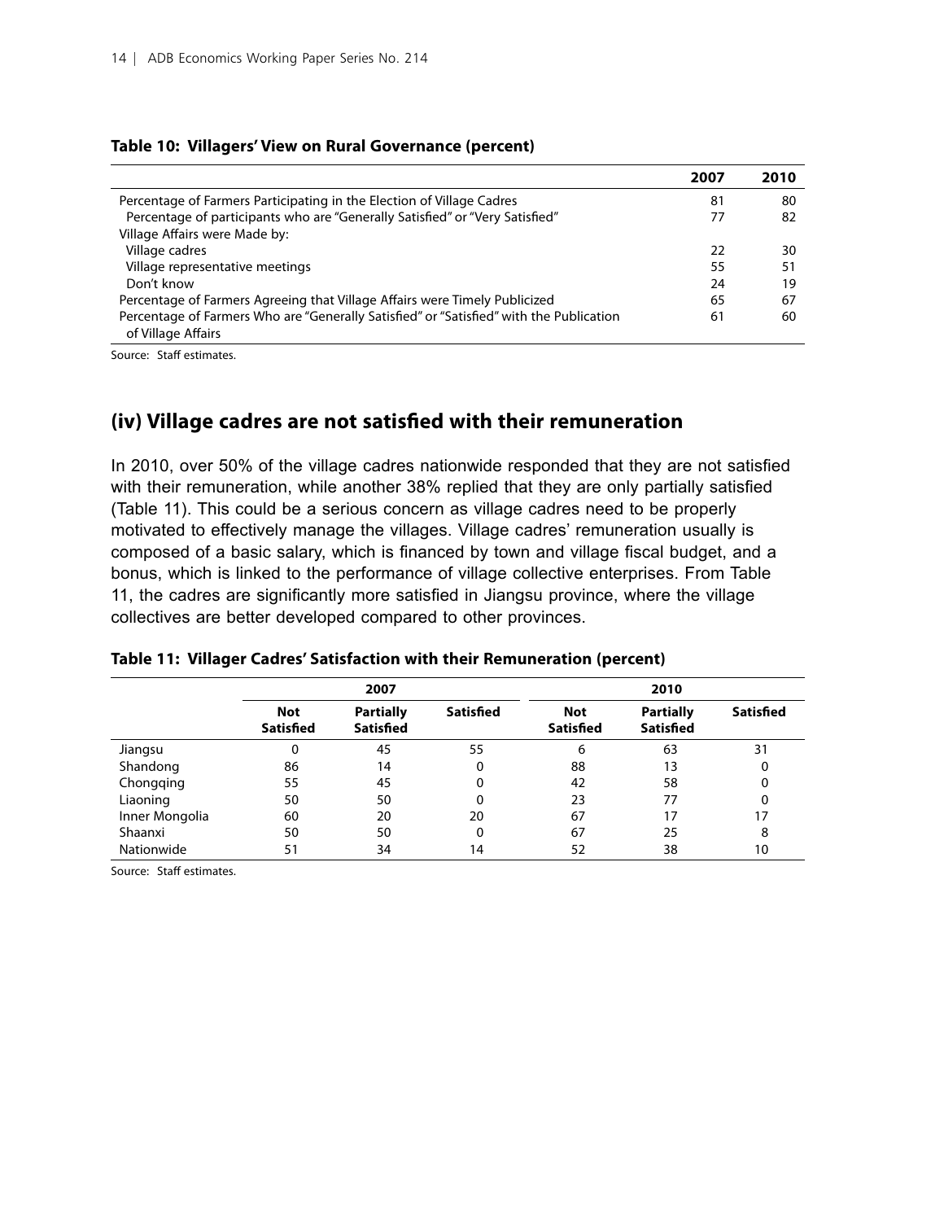**Table 10: Villagers' View on Rural Governance (percent)**

| | 2007 | 2010 |
|---|---|---|
| Percentage of Farmers Participating in the Election of Village Cadres | 81 | 80 |
| Percentage of participants who are "Generally Satisfied" or "Very Satisfied" | 77 | 82 |
| Village Affairs were Made by: | | |
| Village cadres | 22 | 30 |
| Village representative meetings | 55 | 51 |
| Don't know | 24 | 19 |
| Percentage of Farmers Agreeing that Village Affairs were Timely Publicized | 65 | 67 |
| Percentage of Farmers Who are "Generally Satisfied" or "Satisfied" with the Publication of Village Affairs | 61 | 60 |

Source: Staff estimates.

## (iv) Village cadres are not satisfied with their remuneration

In 2010, over 50% of the village cadres nationwide responded that they are not satisfied with their remuneration, while another 38% replied that they are only partially satisfied (Table 11). This could be a serious concern as village cadres need to be properly motivated to effectively manage the villages. Village cadres' remuneration usually is composed of a basic salary, which is financed by town and village fiscal budget, and a bonus, which is linked to the performance of village collective enterprises. From Table 11, the cadres are significantly more satisfied in Jiangsu province, where the village collectives are better developed compared to other provinces.

**Table 11: Villager Cadres' Satisfaction with their Remuneration (percent)**

| | 2007 | | | 2010 | | |
|---|---|---|---|---|---|---|
| | Not Satisfied | Partially Satisfied | Satisfied | Not Satisfied | Partially Satisfied | Satisfied |
| Jiangsu | 0 | 45 | 55 | 6 | 63 | 31 |
| Shandong | 86 | 14 | 0 | 88 | 13 | 0 |
| Chongqing | 55 | 45 | 0 | 42 | 58 | 0 |
| Liaoning | 50 | 50 | 0 | 23 | 77 | 0 |
| Inner Mongolia | 60 | 20 | 20 | 67 | 17 | 17 |
| Shaanxi | 50 | 50 | 0 | 67 | 25 | 8 |
| Nationwide | 51 | 34 | 14 | 52 | 38 | 10 |

Source: Staff estimates.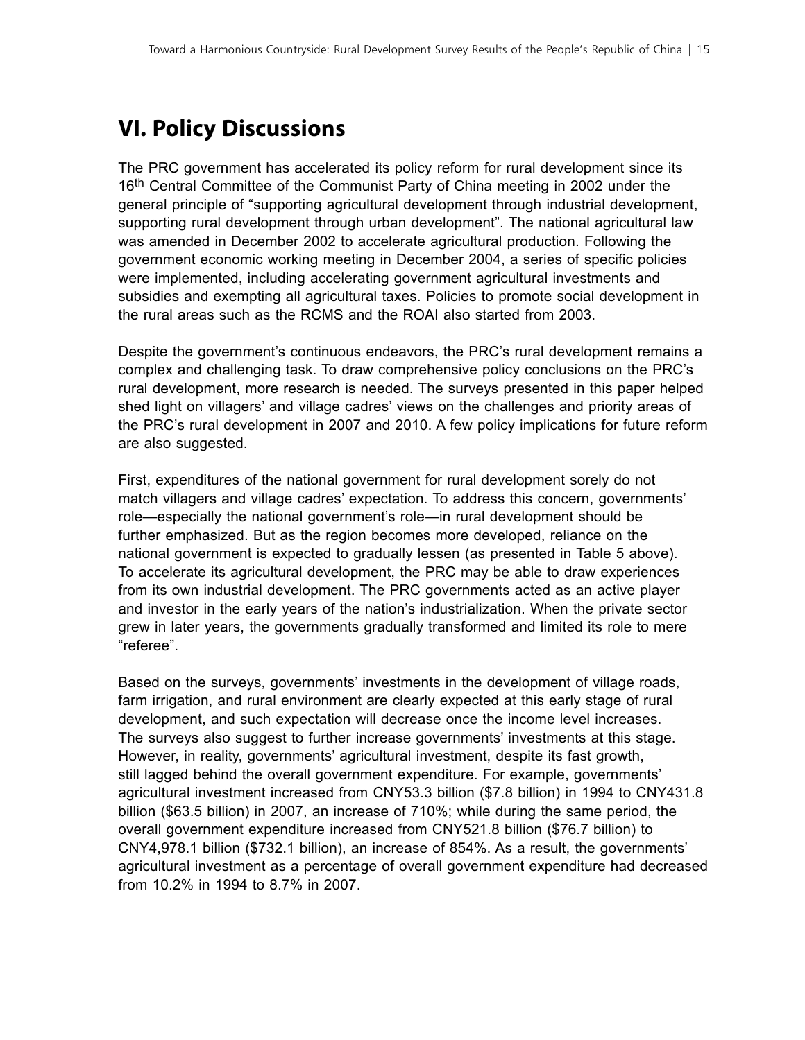## VI. Policy Discussions

The PRC government has accelerated its policy reform for rural development since its 16th Central Committee of the Communist Party of China meeting in 2002 under the general principle of "supporting agricultural development through industrial development, supporting rural development through urban development". The national agricultural law was amended in December 2002 to accelerate agricultural production. Following the government economic working meeting in December 2004, a series of specific policies were implemented, including accelerating government agricultural investments and subsidies and exempting all agricultural taxes. Policies to promote social development in the rural areas such as the RCMS and the ROAI also started from 2003.

Despite the government's continuous endeavors, the PRC's rural development remains a complex and challenging task. To draw comprehensive policy conclusions on the PRC's rural development, more research is needed. The surveys presented in this paper helped shed light on villagers' and village cadres' views on the challenges and priority areas of the PRC's rural development in 2007 and 2010. A few policy implications for future reform are also suggested.

First, expenditures of the national government for rural development sorely do not match villagers and village cadres' expectation. To address this concern, governments' role—especially the national government's role—in rural development should be further emphasized. But as the region becomes more developed, reliance on the national government is expected to gradually lessen (as presented in Table 5 above). To accelerate its agricultural development, the PRC may be able to draw experiences from its own industrial development. The PRC governments acted as an active player and investor in the early years of the nation's industrialization. When the private sector grew in later years, the governments gradually transformed and limited its role to mere "referee".

Based on the surveys, governments' investments in the development of village roads, farm irrigation, and rural environment are clearly expected at this early stage of rural development, and such expectation will decrease once the income level increases. The surveys also suggest to further increase governments' investments at this stage. However, in reality, governments' agricultural investment, despite its fast growth, still lagged behind the overall government expenditure. For example, governments' agricultural investment increased from CNY53.3 billion ($7.8 billion) in 1994 to CNY431.8 billion ($63.5 billion) in 2007, an increase of 710%; while during the same period, the overall government expenditure increased from CNY521.8 billion ($76.7 billion) to CNY4,978.1 billion ($732.1 billion), an increase of 854%. As a result, the governments' agricultural investment as a percentage of overall government expenditure had decreased from 10.2% in 1994 to 8.7% in 2007.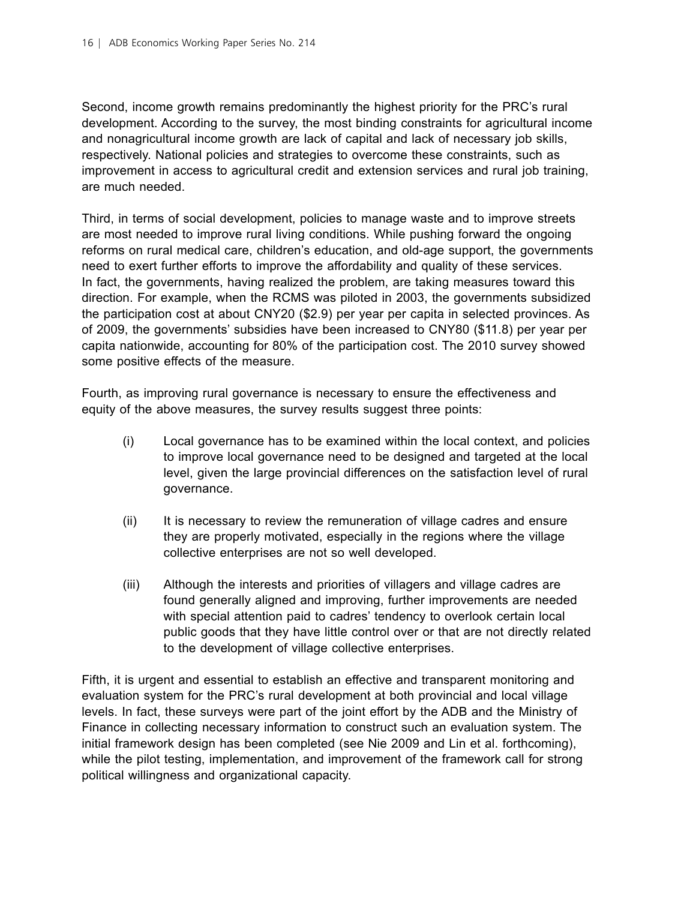Second, income growth remains predominantly the highest priority for the PRC's rural development. According to the survey, the most binding constraints for agricultural income and nonagricultural income growth are lack of capital and lack of necessary job skills, respectively. National policies and strategies to overcome these constraints, such as improvement in access to agricultural credit and extension services and rural job training, are much needed.

Third, in terms of social development, policies to manage waste and to improve streets are most needed to improve rural living conditions. While pushing forward the ongoing reforms on rural medical care, children's education, and old-age support, the governments need to exert further efforts to improve the affordability and quality of these services. In fact, the governments, having realized the problem, are taking measures toward this direction. For example, when the RCMS was piloted in 2003, the governments subsidized the participation cost at about CNY20 ($2.9) per year per capita in selected provinces. As of 2009, the governments' subsidies have been increased to CNY80 ($11.8) per year per capita nationwide, accounting for 80% of the participation cost. The 2010 survey showed some positive effects of the measure.

Fourth, as improving rural governance is necessary to ensure the effectiveness and equity of the above measures, the survey results suggest three points:

(i) Local governance has to be examined within the local context, and policies to improve local governance need to be designed and targeted at the local level, given the large provincial differences on the satisfaction level of rural governance.

(ii) It is necessary to review the remuneration of village cadres and ensure they are properly motivated, especially in the regions where the village collective enterprises are not so well developed.

(iii) Although the interests and priorities of villagers and village cadres are found generally aligned and improving, further improvements are needed with special attention paid to cadres' tendency to overlook certain local public goods that they have little control over or that are not directly related to the development of village collective enterprises.

Fifth, it is urgent and essential to establish an effective and transparent monitoring and evaluation system for the PRC's rural development at both provincial and local village levels. In fact, these surveys were part of the joint effort by the ADB and the Ministry of Finance in collecting necessary information to construct such an evaluation system. The initial framework design has been completed (see Nie 2009 and Lin et al. forthcoming), while the pilot testing, implementation, and improvement of the framework call for strong political willingness and organizational capacity.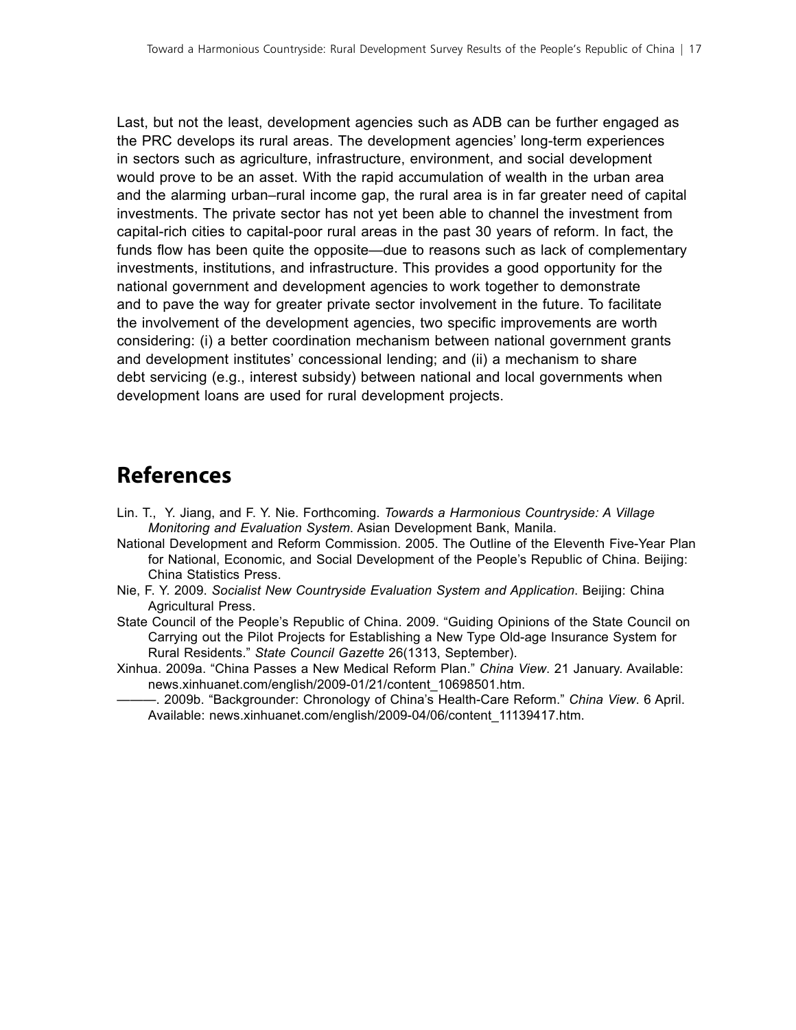Last, but not the least, development agencies such as ADB can be further engaged as the PRC develops its rural areas. The development agencies' long-term experiences in sectors such as agriculture, infrastructure, environment, and social development would prove to be an asset. With the rapid accumulation of wealth in the urban area and the alarming urban–rural income gap, the rural area is in far greater need of capital investments. The private sector has not yet been able to channel the investment from capital-rich cities to capital-poor rural areas in the past 30 years of reform. In fact, the funds flow has been quite the opposite—due to reasons such as lack of complementary investments, institutions, and infrastructure. This provides a good opportunity for the national government and development agencies to work together to demonstrate and to pave the way for greater private sector involvement in the future. To facilitate the involvement of the development agencies, two specific improvements are worth considering: (i) a better coordination mechanism between national government grants and development institutes' concessional lending; and (ii) a mechanism to share debt servicing (e.g., interest subsidy) between national and local governments when development loans are used for rural development projects.

## References

Lin. T., Y. Jiang, and F. Y. Nie. Forthcoming. *Towards a Harmonious Countryside: A Village Monitoring and Evaluation System*. Asian Development Bank, Manila.

National Development and Reform Commission. 2005. The Outline of the Eleventh Five-Year Plan for National, Economic, and Social Development of the People's Republic of China. Beijing: China Statistics Press.

Nie, F. Y. 2009. *Socialist New Countryside Evaluation System and Application*. Beijing: China Agricultural Press.

State Council of the People's Republic of China. 2009. "Guiding Opinions of the State Council on Carrying out the Pilot Projects for Establishing a New Type Old-age Insurance System for Rural Residents." *State Council Gazette* 26(1313, September).

Xinhua. 2009a. "China Passes a New Medical Reform Plan." *China View*. 21 January. Available: news.xinhuanet.com/english/2009-01/21/content_10698501.htm.

———. 2009b. "Backgrounder: Chronology of China's Health-Care Reform." *China View*. 6 April. Available: news.xinhuanet.com/english/2009-04/06/content_11139417.htm.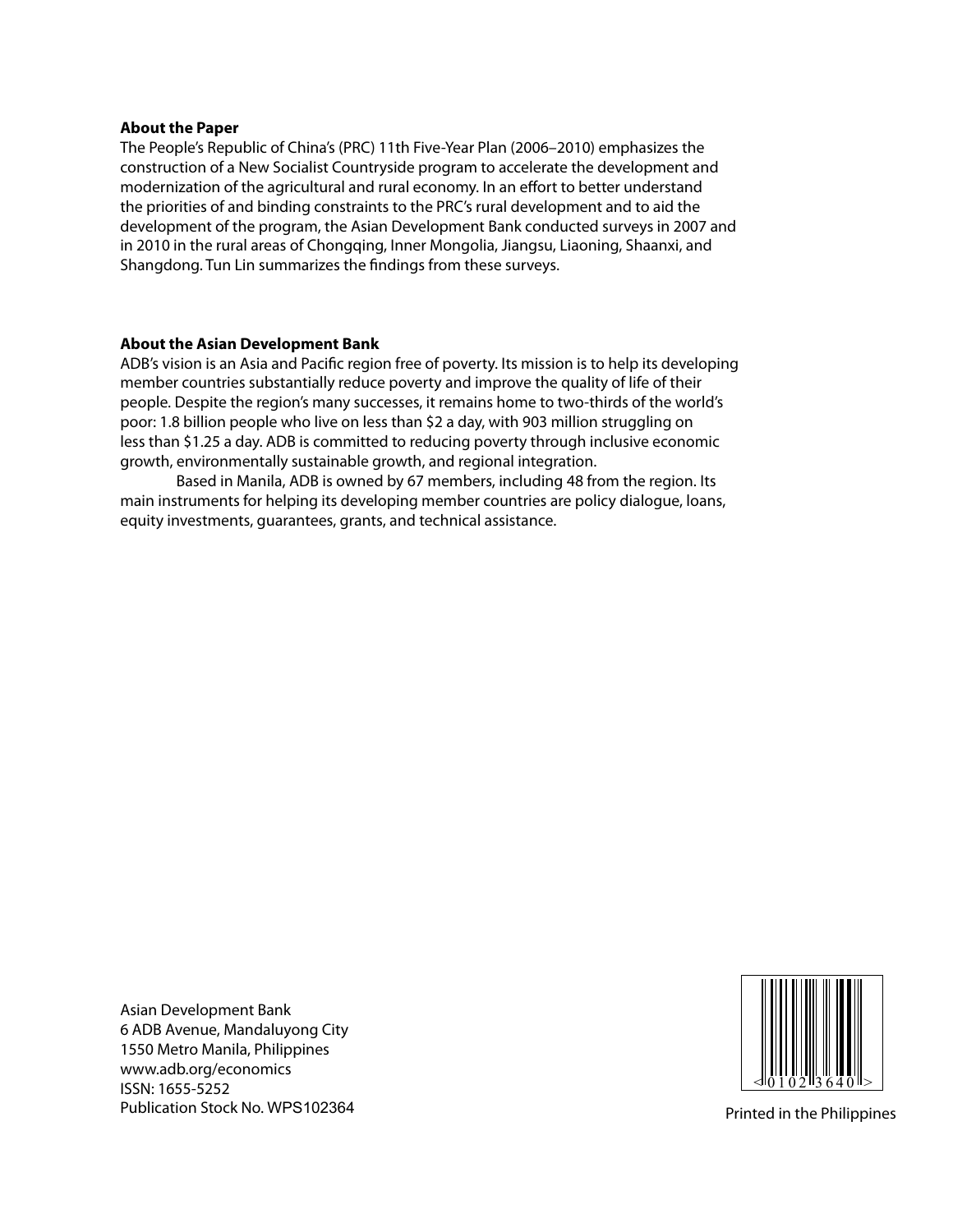**About the Paper**

The People's Republic of China's (PRC) 11th Five-Year Plan (2006–2010) emphasizes the construction of a New Socialist Countryside program to accelerate the development and modernization of the agricultural and rural economy. In an effort to better understand the priorities of and binding constraints to the PRC's rural development and to aid the development of the program, the Asian Development Bank conducted surveys in 2007 and in 2010 in the rural areas of Chongqing, Inner Mongolia, Jiangsu, Liaoning, Shaanxi, and Shangdong. Tun Lin summarizes the findings from these surveys.

**About the Asian Development Bank**

ADB's vision is an Asia and Pacific region free of poverty. Its mission is to help its developing member countries substantially reduce poverty and improve the quality of life of their people. Despite the region's many successes, it remains home to two-thirds of the world's poor: 1.8 billion people who live on less than $2 a day, with 903 million struggling on less than $1.25 a day. ADB is committed to reducing poverty through inclusive economic growth, environmentally sustainable growth, and regional integration.

Based in Manila, ADB is owned by 67 members, including 48 from the region. Its main instruments for helping its developing member countries are policy dialogue, loans, equity investments, guarantees, grants, and technical assistance.

Asian Development Bank
6 ADB Avenue, Mandaluyong City
1550 Metro Manila, Philippines
www.adb.org/economics
ISSN: 1655-5252
Publication Stock No. WPS102364

0102 3640

Printed in the Philippines